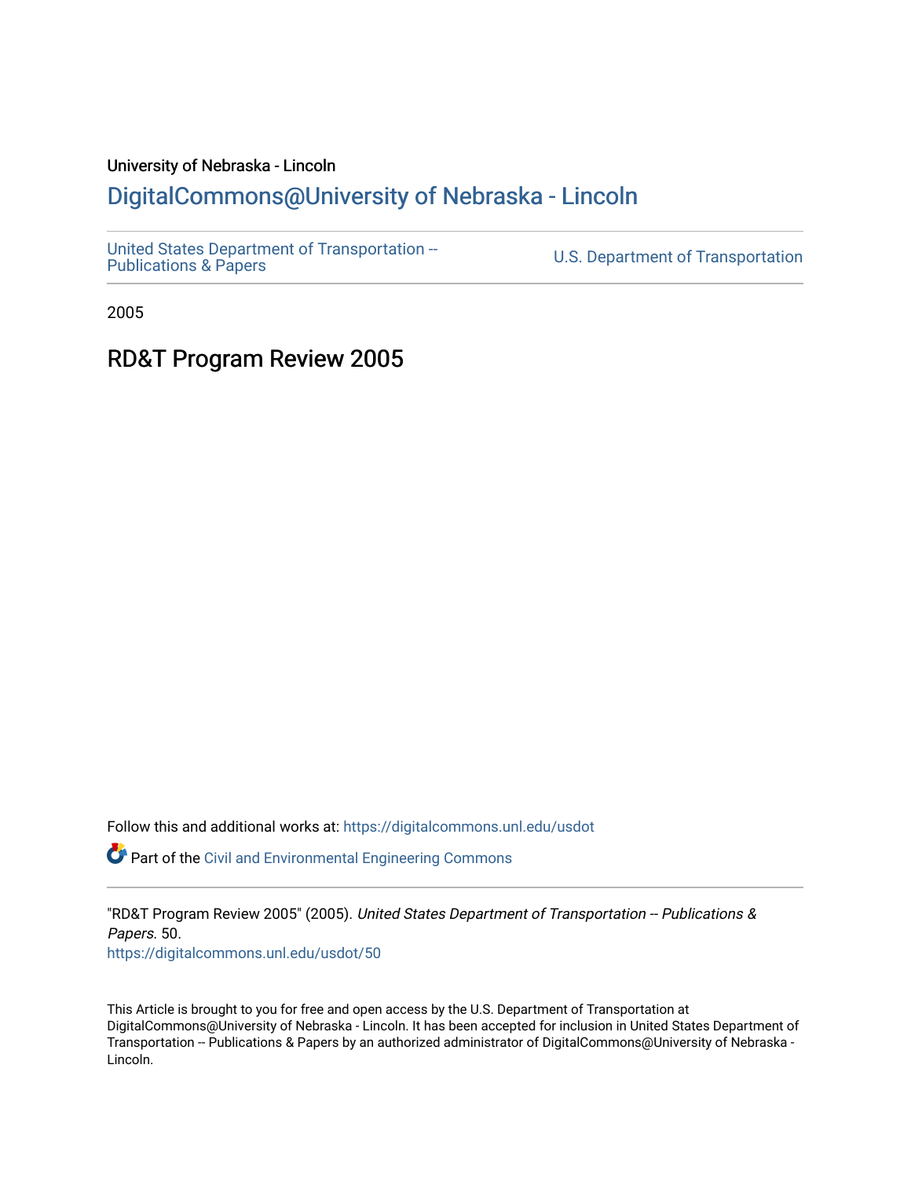University of Nebraska - Lincoln

# DigitalCommons@University of Nebraska - Lincoln

United States Department of Transportation -- Publications & Papers

U.S. Department of Transportation

2005

## RD&T Program Review 2005

Follow this and additional works at: https://digitalcommons.unl.edu/usdot

Part of the Civil and Environmental Engineering Commons

"RD&T Program Review 2005" (2005). *United States Department of Transportation -- Publications & Papers*. 50.
https://digitalcommons.unl.edu/usdot/50

This Article is brought to you for free and open access by the U.S. Department of Transportation at DigitalCommons@University of Nebraska - Lincoln. It has been accepted for inclusion in United States Department of Transportation -- Publications & Papers by an authorized administrator of DigitalCommons@University of Nebraska - Lincoln.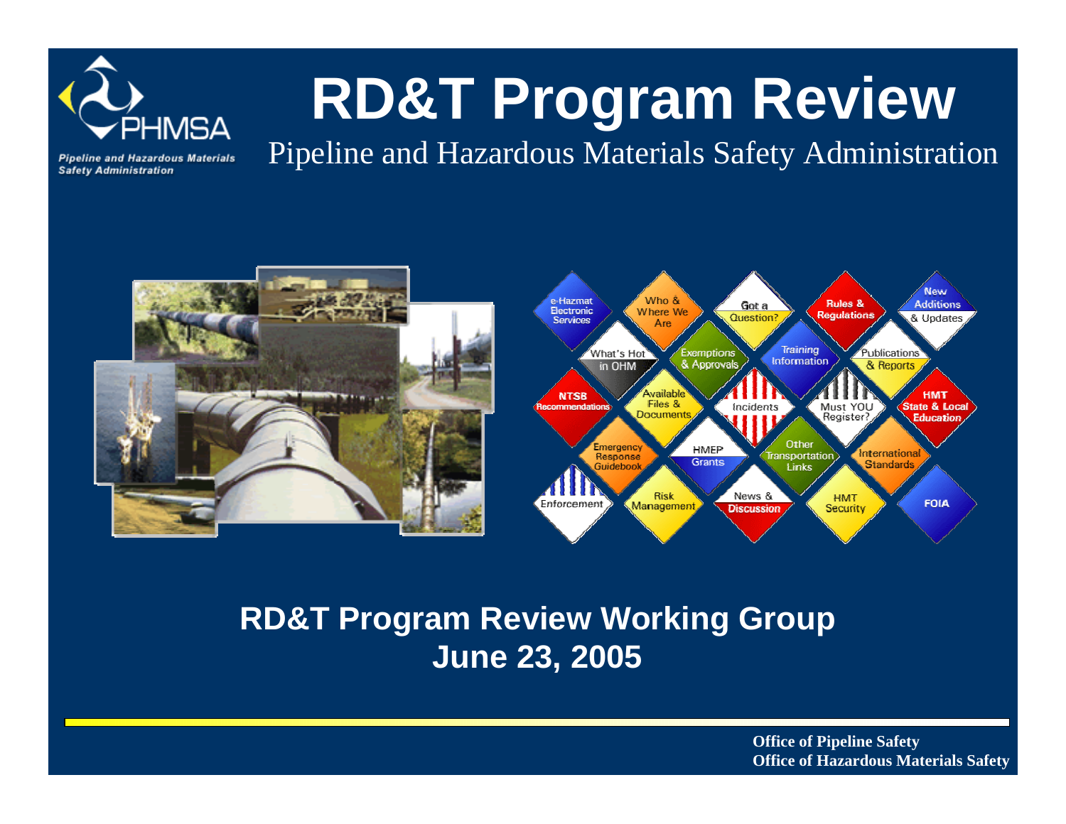# RD&T Program Review

Pipeline and Hazardous Materials Safety Administration

**RD&T Program Review Working Group**
**June 23, 2005**

**Office of Pipeline Safety**
**Office of Hazardous Materials Safety**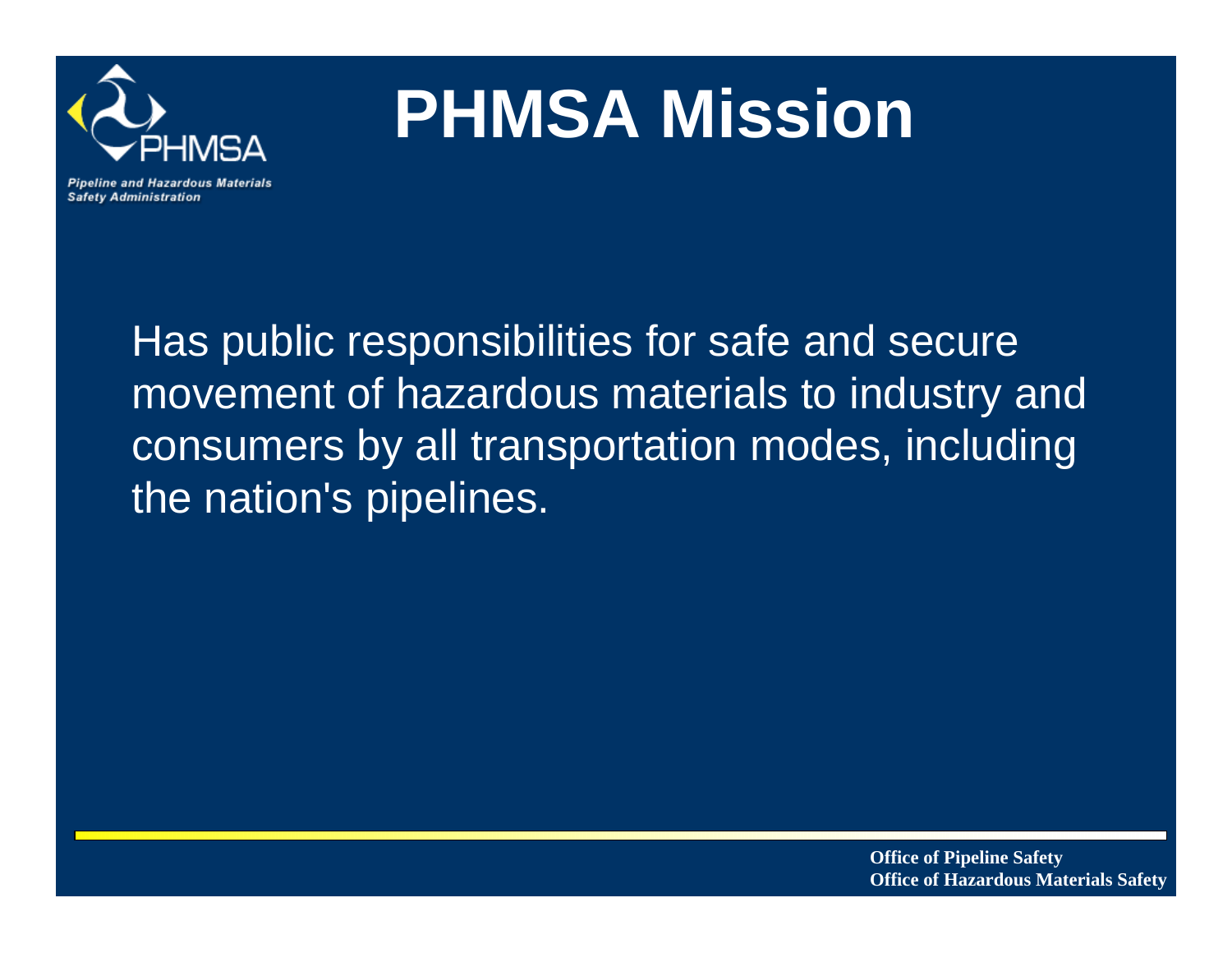# PHMSA Mission

Has public responsibilities for safe and secure movement of hazardous materials to industry and consumers by all transportation modes, including the nation's pipelines.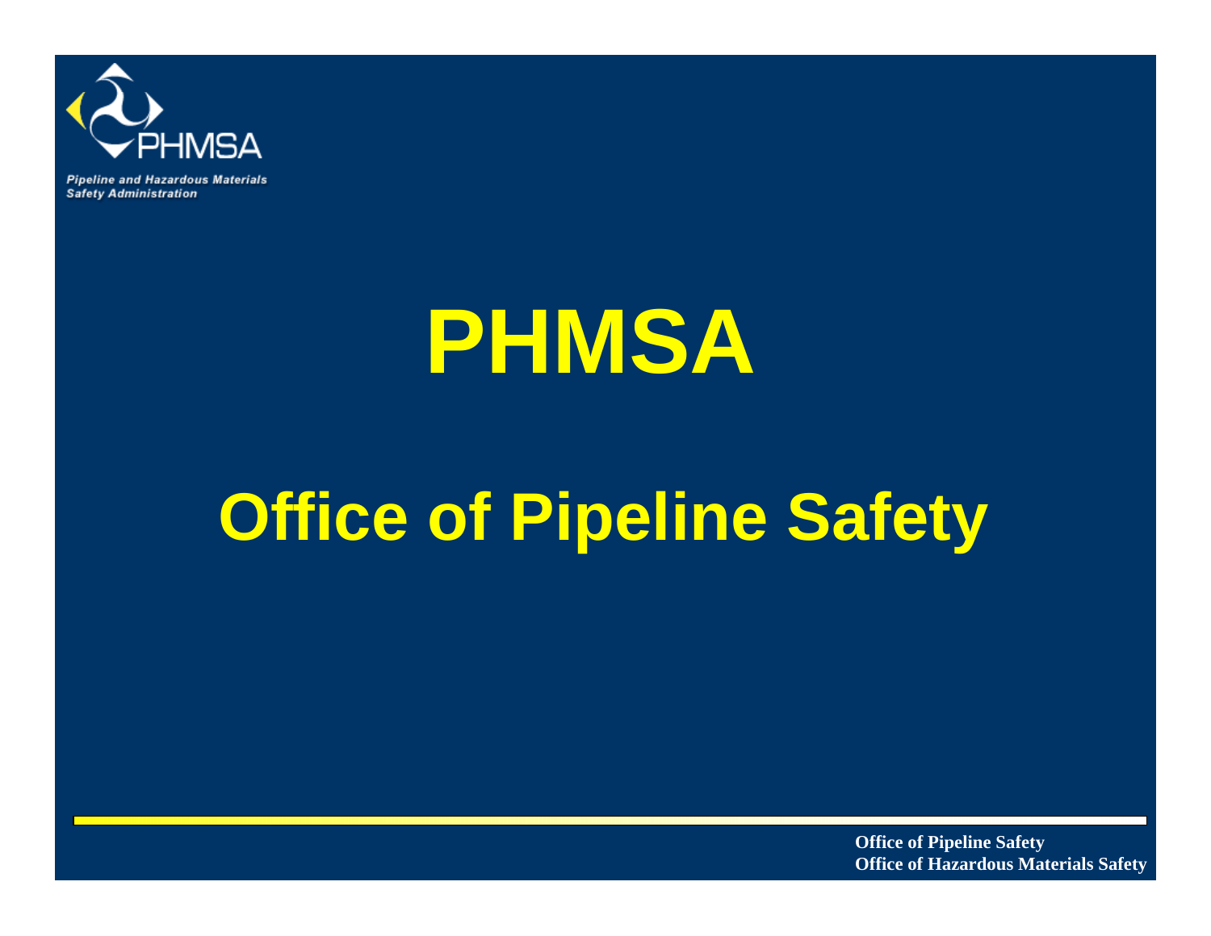# PHMSA

## Office of Pipeline Safety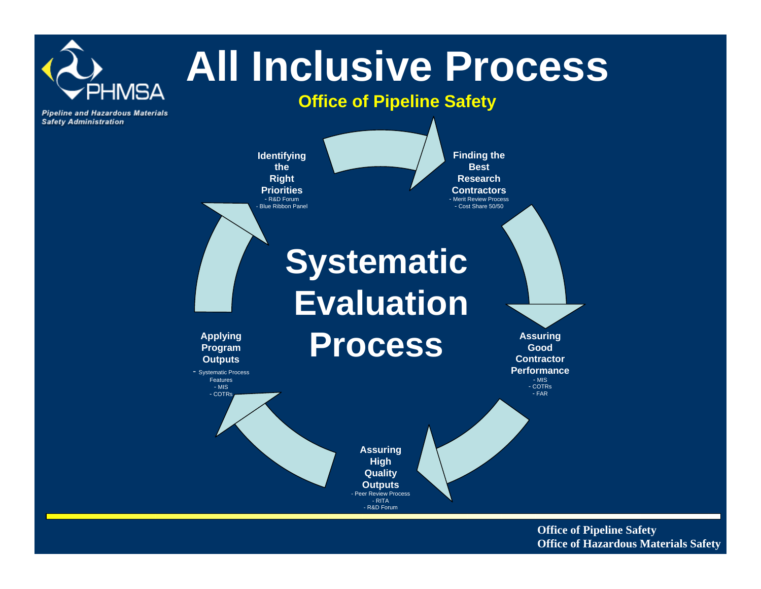# All Inclusive Process

**Office of Pipeline Safety**

## Systematic Evaluation Process

**Identifying the Right Priorities**
- R&D Forum
- Blue Ribbon Panel

**Finding the Best Research Contractors**
- Merit Review Process
- Cost Share 50/50

**Assuring Good Contractor Performance**
- MIS
- COTRs
- FAR

**Assuring High Quality Outputs**
- Peer Review Process
- RITA
- R&D Forum

**Applying Program Outputs**
- Systematic Process Features
- MIS
- COTRs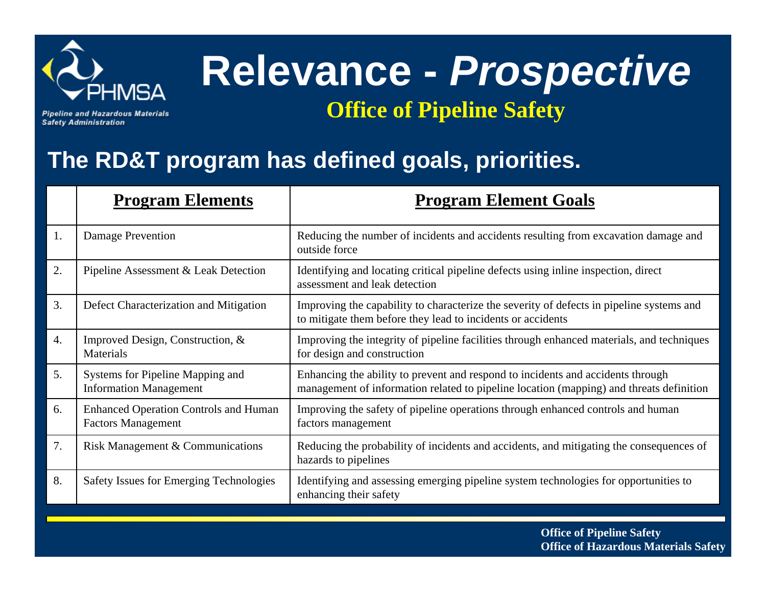# Relevance - *Prospective*

## Office of Pipeline Safety

## The RD&T program has defined goals, priorities.

| | Program Elements | Program Element Goals |
|---|---|---|
| 1. | Damage Prevention | Reducing the number of incidents and accidents resulting from excavation damage and outside force |
| 2. | Pipeline Assessment & Leak Detection | Identifying and locating critical pipeline defects using inline inspection, direct assessment and leak detection |
| 3. | Defect Characterization and Mitigation | Improving the capability to characterize the severity of defects in pipeline systems and to mitigate them before they lead to incidents or accidents |
| 4. | Improved Design, Construction, & Materials | Improving the integrity of pipeline facilities through enhanced materials, and techniques for design and construction |
| 5. | Systems for Pipeline Mapping and Information Management | Enhancing the ability to prevent and respond to incidents and accidents through management of information related to pipeline location (mapping) and threats definition |
| 6. | Enhanced Operation Controls and Human Factors Management | Improving the safety of pipeline operations through enhanced controls and human factors management |
| 7. | Risk Management & Communications | Reducing the probability of incidents and accidents, and mitigating the consequences of hazards to pipelines |
| 8. | Safety Issues for Emerging Technologies | Identifying and assessing emerging pipeline system technologies for opportunities to enhancing their safety |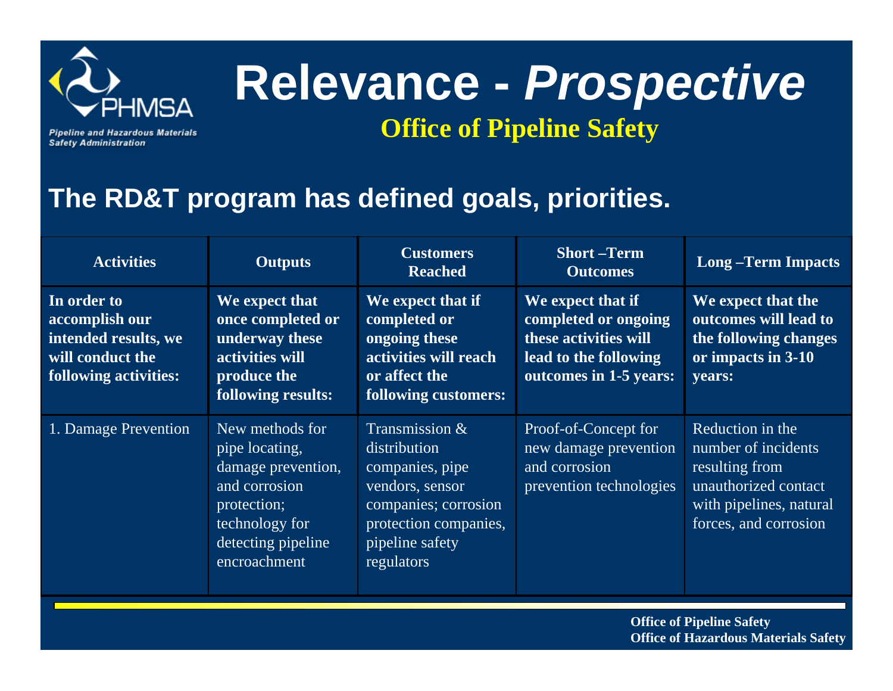# Relevance - *Prospective*

## Office of Pipeline Safety

### The RD&T program has defined goals, priorities.

| Activities | Outputs | Customers Reached | Short –Term Outcomes | Long –Term Impacts |
|---|---|---|---|---|
| **In order to accomplish our intended results, we will conduct the following activities:** | **We expect that once completed or underway these activities will produce the following results:** | **We expect that if completed or ongoing these activities will reach or affect the following customers:** | **We expect that if completed or ongoing these activities will lead to the following outcomes in 1-5 years:** | **We expect that the outcomes will lead to the following changes or impacts in 3-10 years:** |
| 1. Damage Prevention | New methods for pipe locating, damage prevention, and corrosion protection; technology for detecting pipeline encroachment | Transmission & distribution companies, pipe vendors, sensor companies; corrosion protection companies, pipeline safety regulators | Proof-of-Concept for new damage prevention and corrosion prevention technologies | Reduction in the number of incidents resulting from unauthorized contact with pipelines, natural forces, and corrosion |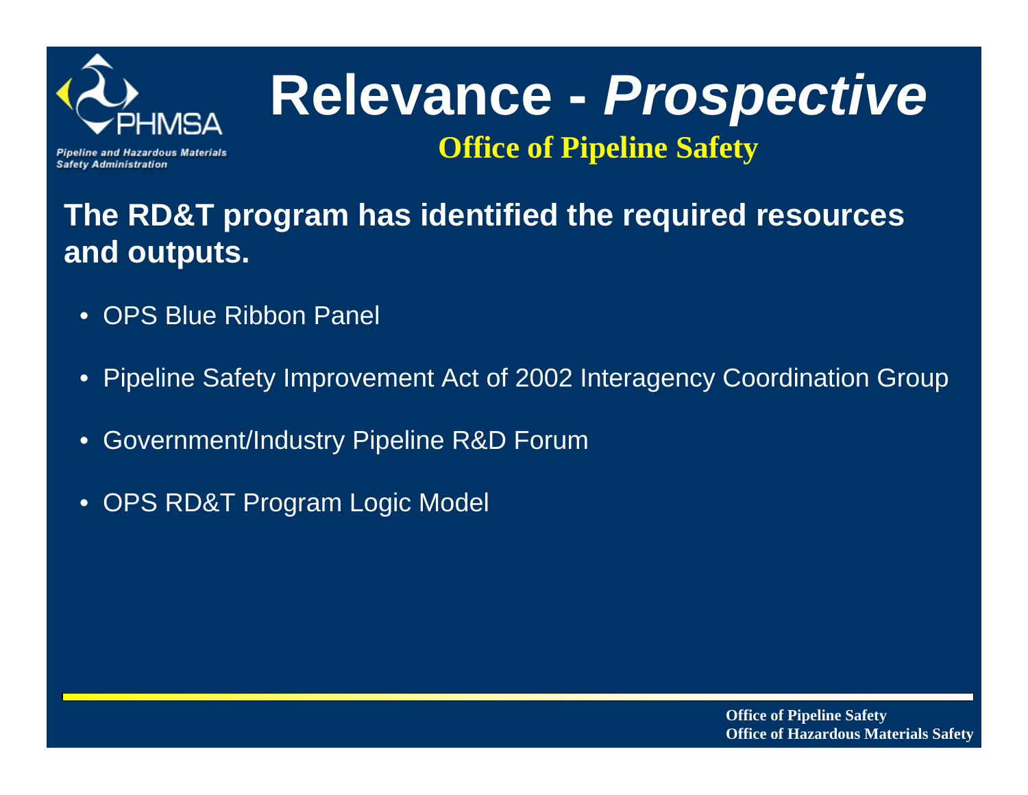# Relevance - *Prospective*

## Office of Pipeline Safety

**The RD&T program has identified the required resources and outputs.**

- OPS Blue Ribbon Panel
- Pipeline Safety Improvement Act of 2002 Interagency Coordination Group
- Government/Industry Pipeline R&D Forum
- OPS RD&T Program Logic Model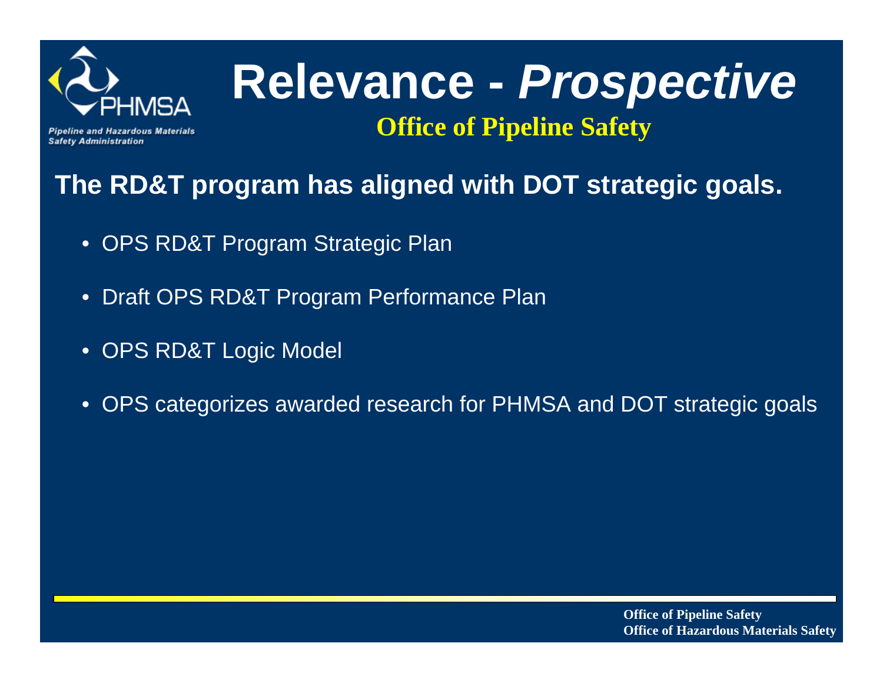# Relevance - *Prospective*

## Office of Pipeline Safety

**The RD&T program has aligned with DOT strategic goals.**

- OPS RD&T Program Strategic Plan
- Draft OPS RD&T Program Performance Plan
- OPS RD&T Logic Model
- OPS categorizes awarded research for PHMSA and DOT strategic goals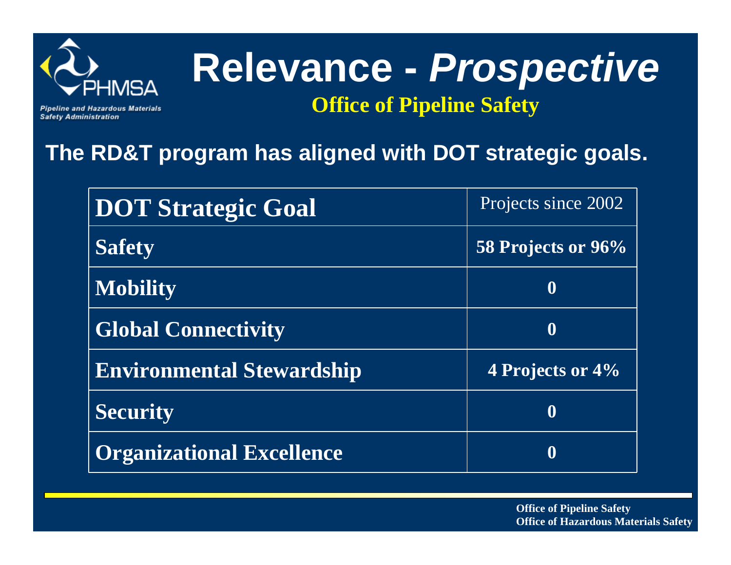# Relevance - *Prospective*

## Office of Pipeline Safety

**The RD&T program has aligned with DOT strategic goals.**

| DOT Strategic Goal | Projects since 2002 |
|---|---|
| **Safety** | **58 Projects or 96%** |
| **Mobility** | **0** |
| **Global Connectivity** | **0** |
| **Environmental Stewardship** | **4 Projects or 4%** |
| **Security** | **0** |
| **Organizational Excellence** | **0** |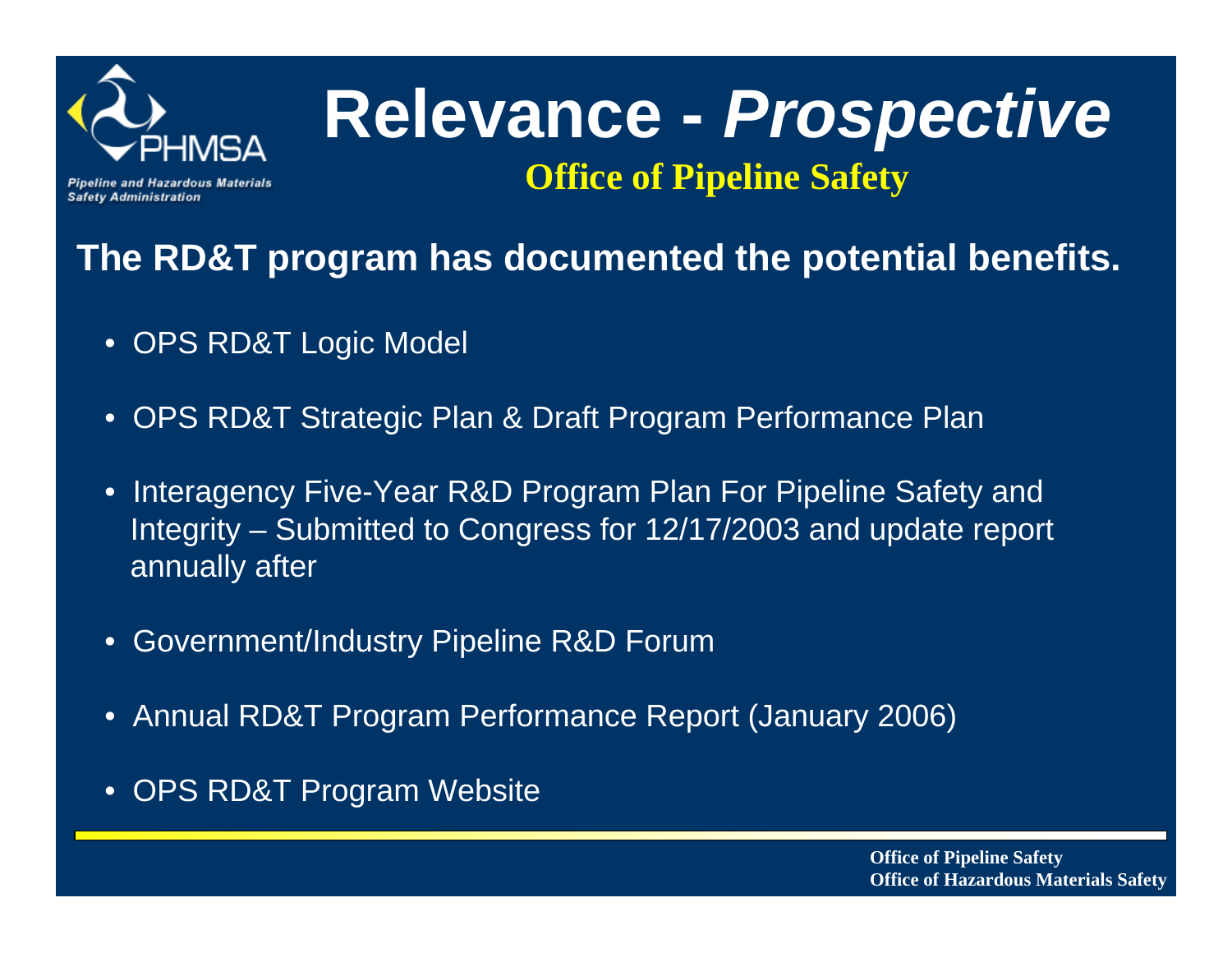# Relevance - *Prospective*

## Office of Pipeline Safety

**The RD&T program has documented the potential benefits.**

- OPS RD&T Logic Model
- OPS RD&T Strategic Plan & Draft Program Performance Plan
- Interagency Five-Year R&D Program Plan For Pipeline Safety and Integrity – Submitted to Congress for 12/17/2003 and update report annually after
- Government/Industry Pipeline R&D Forum
- Annual RD&T Program Performance Report (January 2006)
- OPS RD&T Program Website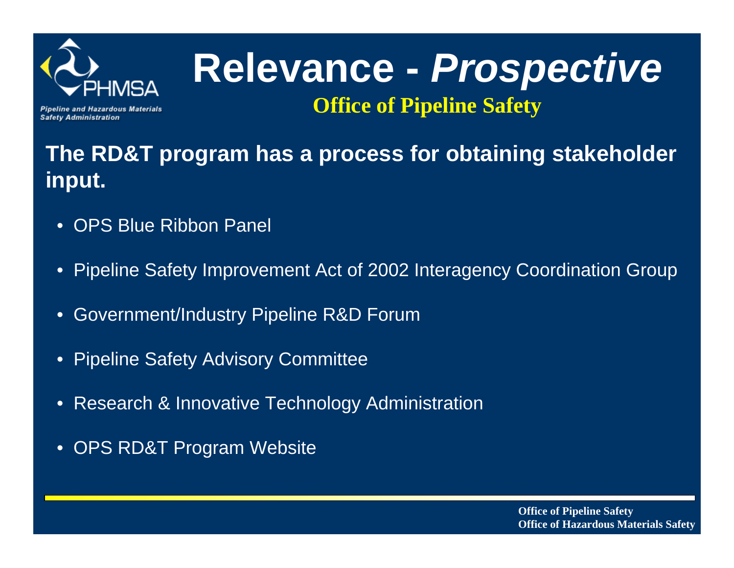# Relevance - *Prospective*

## Office of Pipeline Safety

**The RD&T program has a process for obtaining stakeholder input.**

- OPS Blue Ribbon Panel
- Pipeline Safety Improvement Act of 2002 Interagency Coordination Group
- Government/Industry Pipeline R&D Forum
- Pipeline Safety Advisory Committee
- Research & Innovative Technology Administration
- OPS RD&T Program Website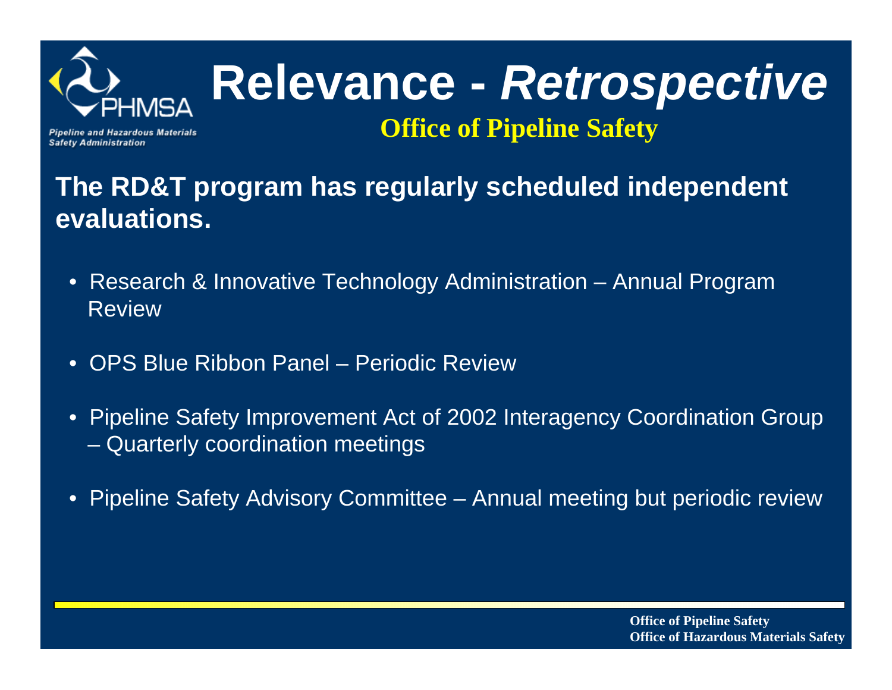# Relevance - *Retrospective*

## Office of Pipeline Safety

**The RD&T program has regularly scheduled independent evaluations.**

- Research & Innovative Technology Administration – Annual Program Review
- OPS Blue Ribbon Panel – Periodic Review
- Pipeline Safety Improvement Act of 2002 Interagency Coordination Group – Quarterly coordination meetings
- Pipeline Safety Advisory Committee – Annual meeting but periodic review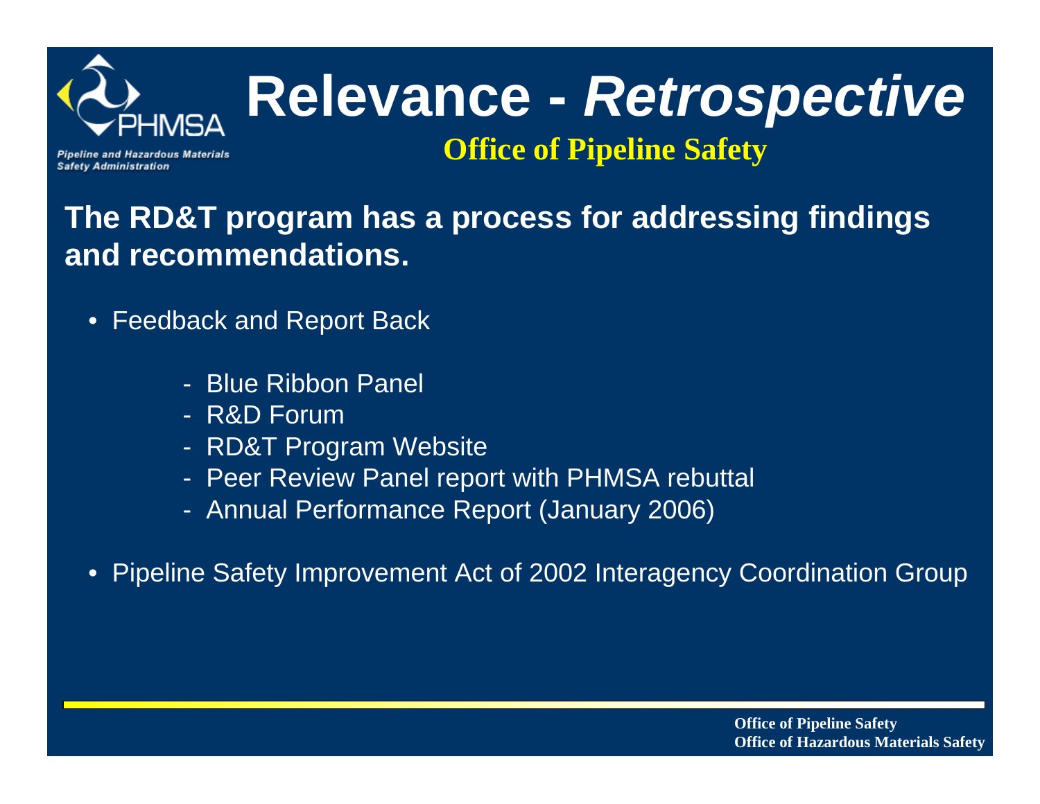# Relevance - *Retrospective*

## Office of Pipeline Safety

**The RD&T program has a process for addressing findings and recommendations.**

- Feedback and Report Back
  - Blue Ribbon Panel
  - R&D Forum
  - RD&T Program Website
  - Peer Review Panel report with PHMSA rebuttal
  - Annual Performance Report (January 2006)
- Pipeline Safety Improvement Act of 2002 Interagency Coordination Group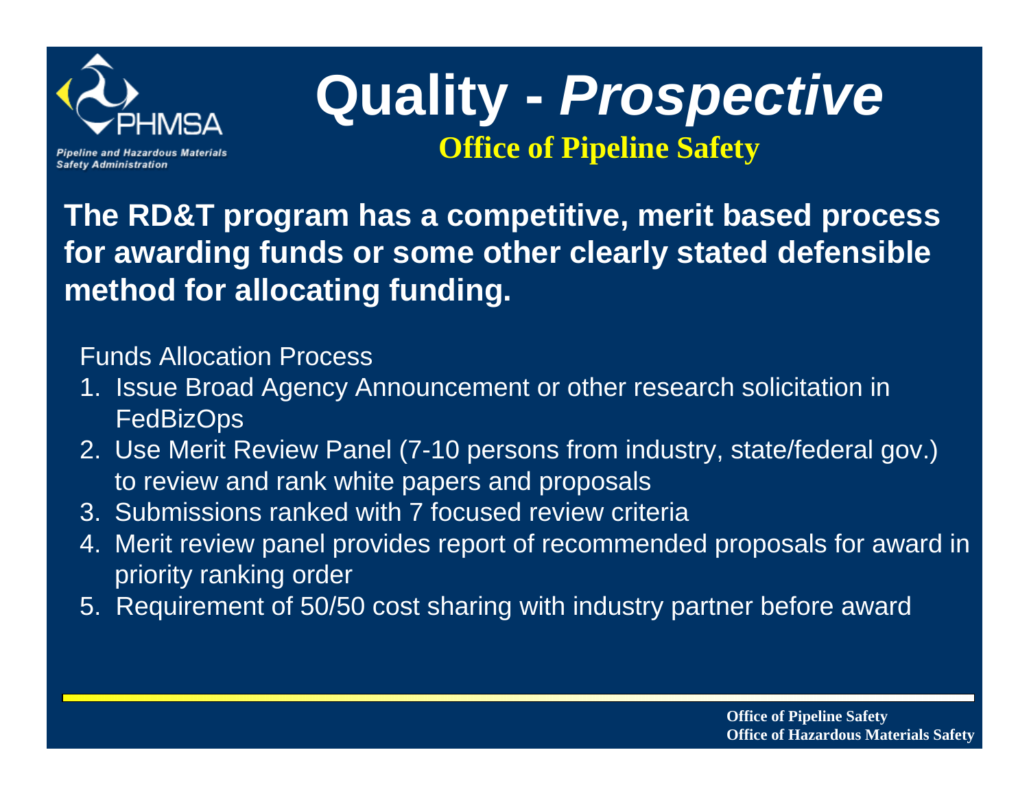# Quality - *Prospective*

## Office of Pipeline Safety

**The RD&T program has a competitive, merit based process for awarding funds or some other clearly stated defensible method for allocating funding.**

Funds Allocation Process

1. Issue Broad Agency Announcement or other research solicitation in FedBizOps
2. Use Merit Review Panel (7-10 persons from industry, state/federal gov.) to review and rank white papers and proposals
3. Submissions ranked with 7 focused review criteria
4. Merit review panel provides report of recommended proposals for award in priority ranking order
5. Requirement of 50/50 cost sharing with industry partner before award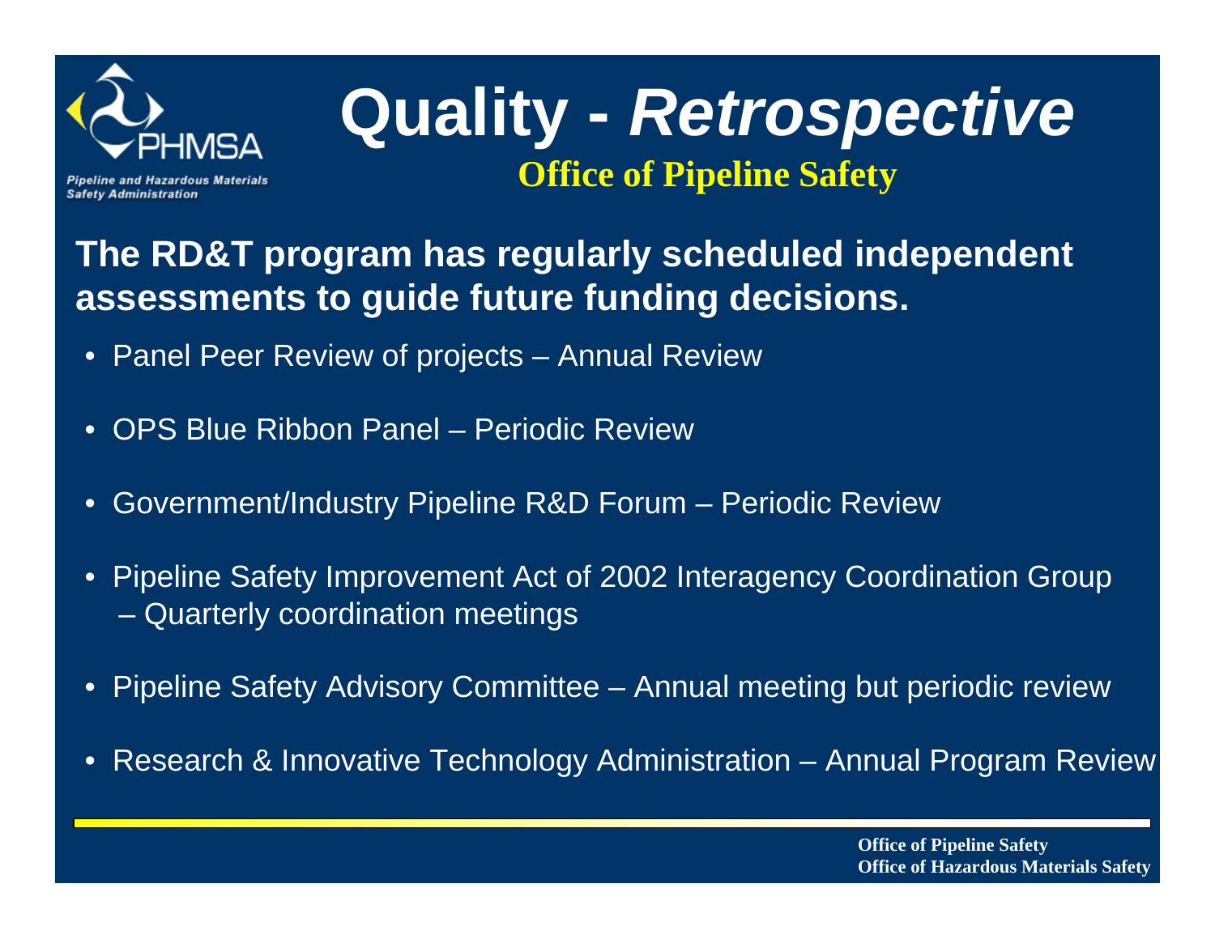# Quality - *Retrospective*

**Office of Pipeline Safety**

**The RD&T program has regularly scheduled independent assessments to guide future funding decisions.**

- Panel Peer Review of projects – Annual Review
- OPS Blue Ribbon Panel – Periodic Review
- Government/Industry Pipeline R&D Forum – Periodic Review
- Pipeline Safety Improvement Act of 2002 Interagency Coordination Group
  - Quarterly coordination meetings
- Pipeline Safety Advisory Committee – Annual meeting but periodic review
- Research & Innovative Technology Administration – Annual Program Review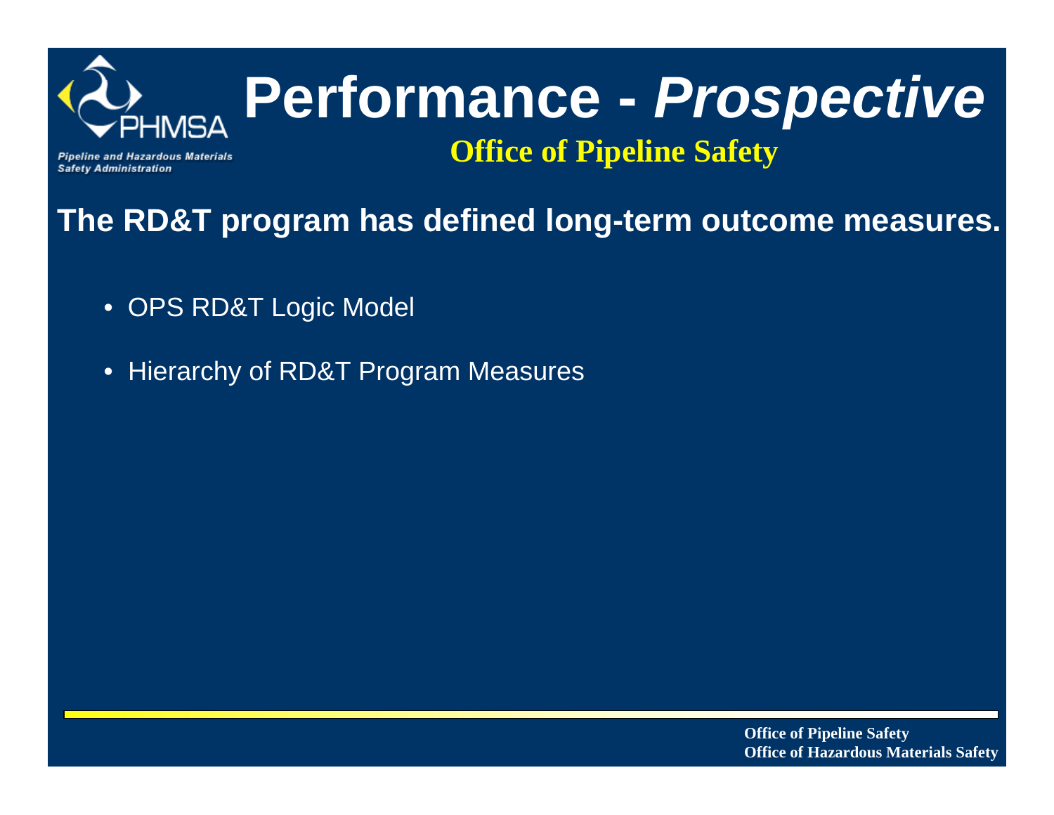# Performance - *Prospective*

## Office of Pipeline Safety

**The RD&T program has defined long-term outcome measures.**

- OPS RD&T Logic Model
- Hierarchy of RD&T Program Measures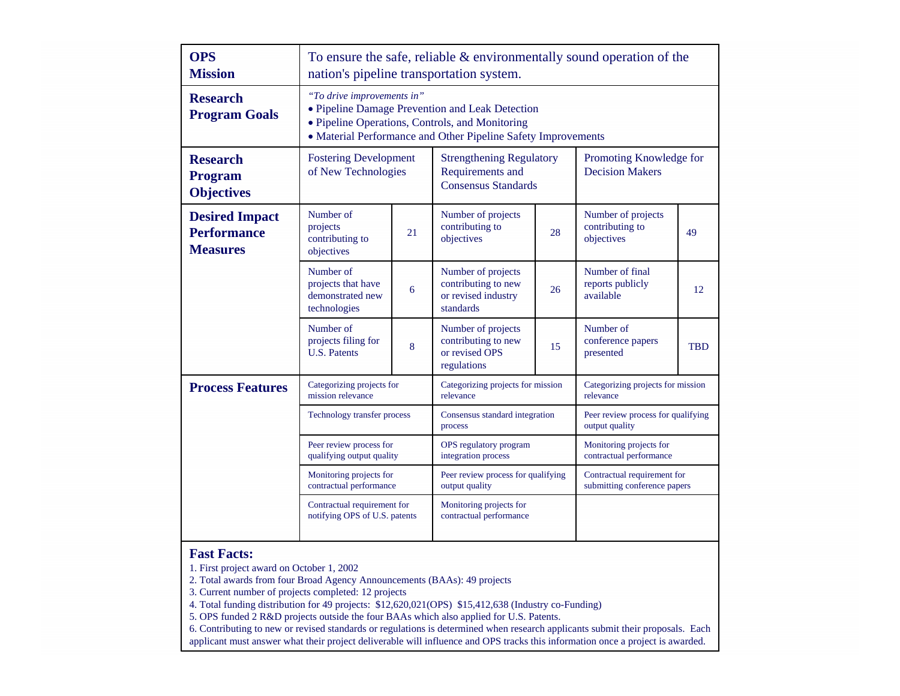| | | | | | | |
|---|---|---|---|---|---|---|
| **OPS Mission** | To ensure the safe, reliable & environmentally sound operation of the nation's pipeline transportation system. | | | | | |
| **Research Program Goals** | *"To drive improvements in"* • Pipeline Damage Prevention and Leak Detection • Pipeline Operations, Controls, and Monitoring • Material Performance and Other Pipeline Safety Improvements | | | | | |
| **Research Program Objectives** | Fostering Development of New Technologies | | Strengthening Regulatory Requirements and Consensus Standards | | Promoting Knowledge for Decision Makers | |
| **Desired Impact Performance Measures** | Number of projects contributing to objectives | 21 | Number of projects contributing to objectives | 28 | Number of projects contributing to objectives | 49 |
| | Number of projects that have demonstrated new technologies | 6 | Number of projects contributing to new or revised industry standards | 26 | Number of final reports publicly available | 12 |
| | Number of projects filing for U.S. Patents | 8 | Number of projects contributing to new or revised OPS regulations | 15 | Number of conference papers presented | TBD |
| **Process Features** | Categorizing projects for mission relevance | | Categorizing projects for mission relevance | | Categorizing projects for mission relevance | |
| | Technology transfer process | | Consensus standard integration process | | Peer review process for qualifying output quality | |
| | Peer review process for qualifying output quality | | OPS regulatory program integration process | | Monitoring projects for contractual performance | |
| | Monitoring projects for contractual performance | | Peer review process for qualifying output quality | | Contractual requirement for submitting conference papers | |
| | Contractual requirement for notifying OPS of U.S. patents | | Monitoring projects for contractual performance | | | |

**Fast Facts:**

1. First project award on October 1, 2002
2. Total awards from four Broad Agency Announcements (BAAs): 49 projects
3. Current number of projects completed: 12 projects
4. Total funding distribution for 49 projects: $12,620,021(OPS) $15,412,638 (Industry co-Funding)
5. OPS funded 2 R&D projects outside the four BAAs which also applied for U.S. Patents.
6. Contributing to new or revised standards or regulations is determined when research applicants submit their proposals. Each applicant must answer what their project deliverable will influence and OPS tracks this information once a project is awarded.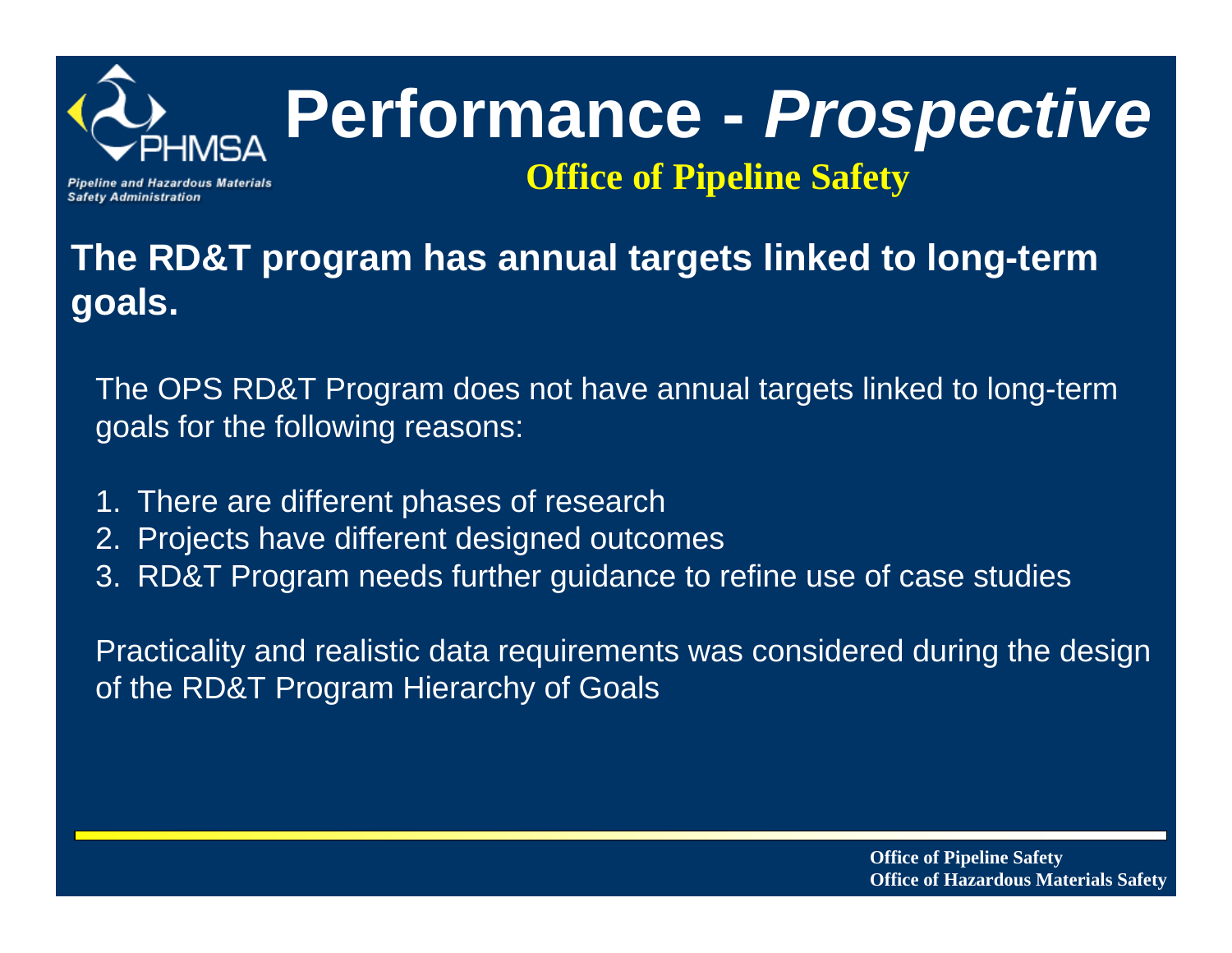# Performance - *Prospective*

**Office of Pipeline Safety**

## The RD&T program has annual targets linked to long-term goals.

The OPS RD&T Program does not have annual targets linked to long-term goals for the following reasons:

1. There are different phases of research
2. Projects have different designed outcomes
3. RD&T Program needs further guidance to refine use of case studies

Practicality and realistic data requirements was considered during the design of the RD&T Program Hierarchy of Goals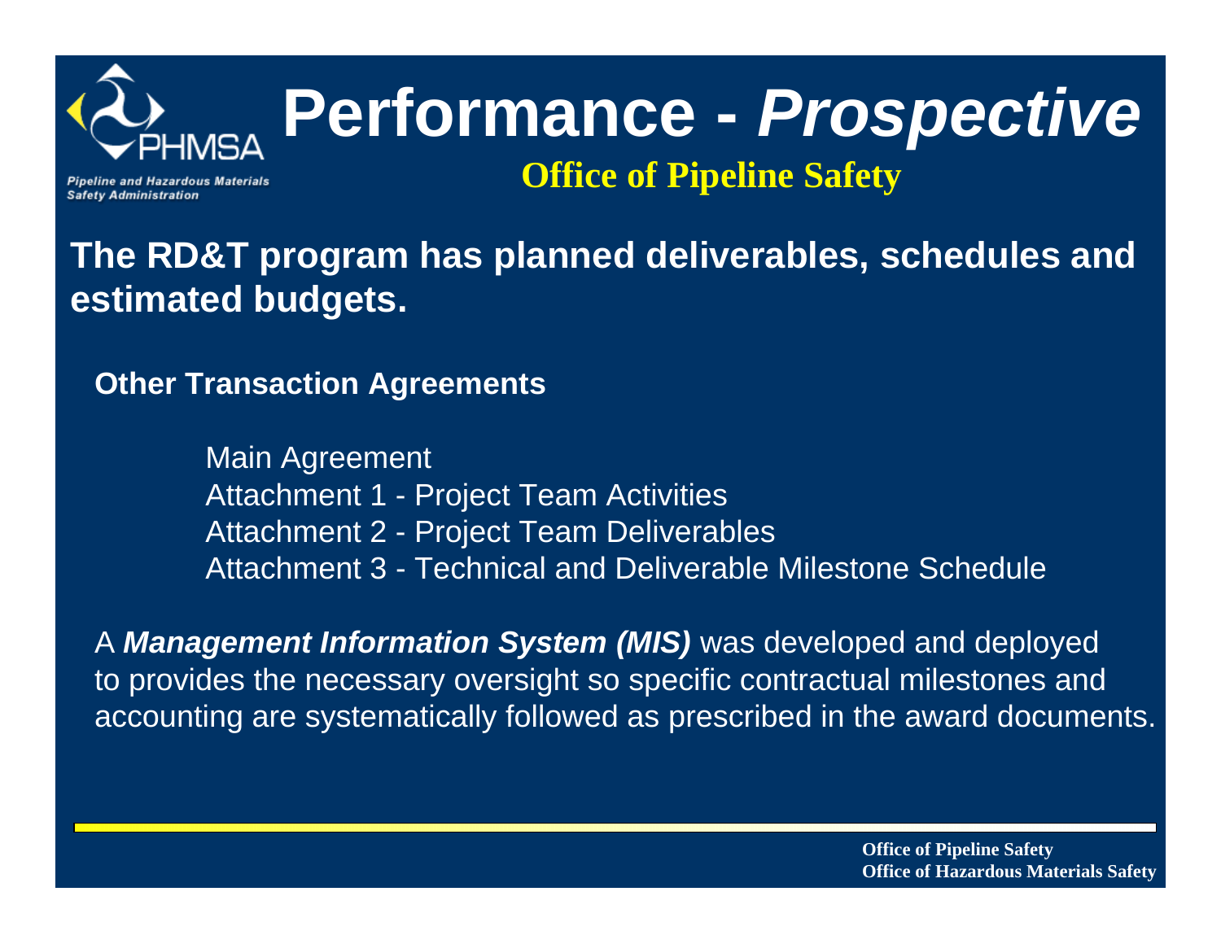# Performance - *Prospective*

## Office of Pipeline Safety

**The RD&T program has planned deliverables, schedules and estimated budgets.**

**Other Transaction Agreements**

- Main Agreement
- Attachment 1 - Project Team Activities
- Attachment 2 - Project Team Deliverables
- Attachment 3 - Technical and Deliverable Milestone Schedule

A ***Management Information System (MIS)*** was developed and deployed to provides the necessary oversight so specific contractual milestones and accounting are systematically followed as prescribed in the award documents.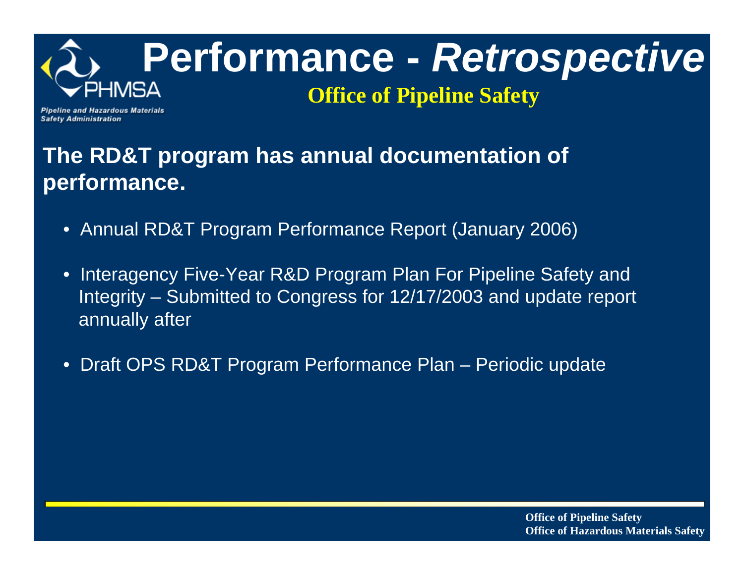# Performance - *Retrospective*

## Office of Pipeline Safety

**The RD&T program has annual documentation of performance.**

- Annual RD&T Program Performance Report (January 2006)
- Interagency Five-Year R&D Program Plan For Pipeline Safety and Integrity – Submitted to Congress for 12/17/2003 and update report annually after
- Draft OPS RD&T Program Performance Plan – Periodic update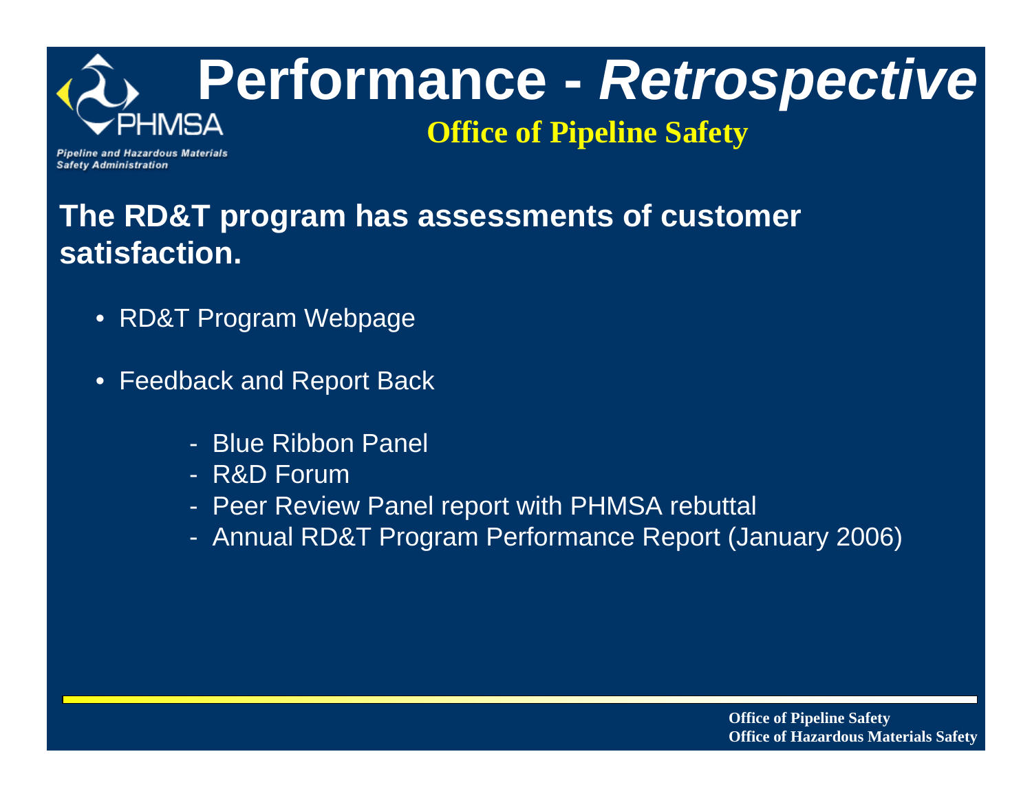# Performance - *Retrospective*

**Office of Pipeline Safety**

## The RD&T program has assessments of customer satisfaction.

- RD&T Program Webpage
- Feedback and Report Back
  - Blue Ribbon Panel
  - R&D Forum
  - Peer Review Panel report with PHMSA rebuttal
  - Annual RD&T Program Performance Report (January 2006)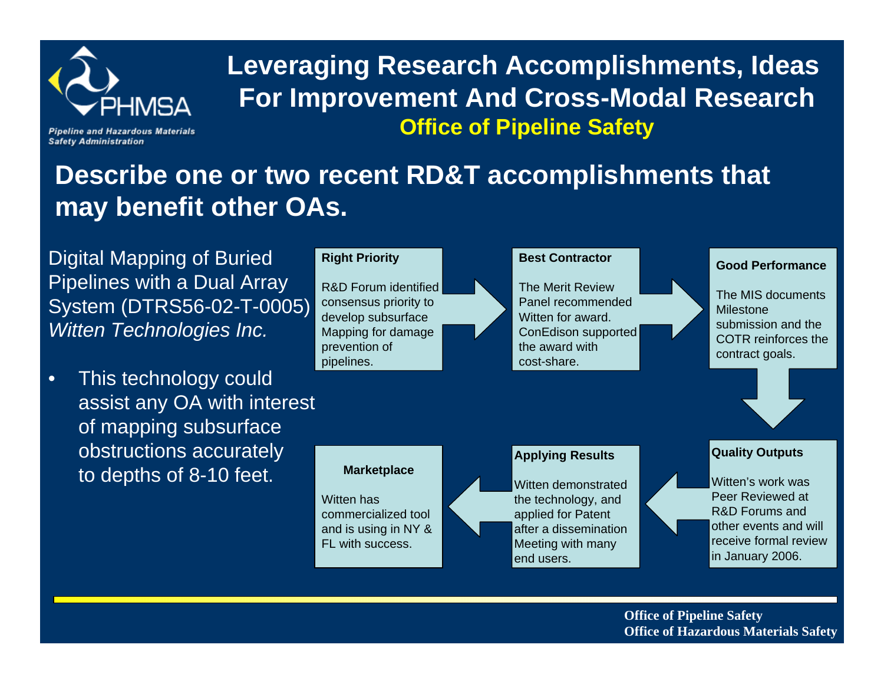# Leveraging Research Accomplishments, Ideas For Improvement And Cross-Modal Research

**Office of Pipeline Safety**

## Describe one or two recent RD&T accomplishments that may benefit other OAs.

Digital Mapping of Buried Pipelines with a Dual Array System (DTRS56-02-T-0005) *Witten Technologies Inc.*

- This technology could assist any OA with interest of mapping subsurface obstructions accurately to depths of 8-10 feet.

**Right Priority**

R&D Forum identified consensus priority to develop subsurface Mapping for damage prevention of pipelines.

**Best Contractor**

The Merit Review Panel recommended Witten for award. ConEdison supported the award with cost-share.

**Good Performance**

The MIS documents Milestone submission and the COTR reinforces the contract goals.

**Quality Outputs**

Witten's work was Peer Reviewed at R&D Forums and other events and will receive formal review in January 2006.

**Applying Results**

Witten demonstrated the technology, and applied for Patent after a dissemination Meeting with many end users.

**Marketplace**

Witten has commercialized tool and is using in NY & FL with success.

**Office of Pipeline Safety**
**Office of Hazardous Materials Safety**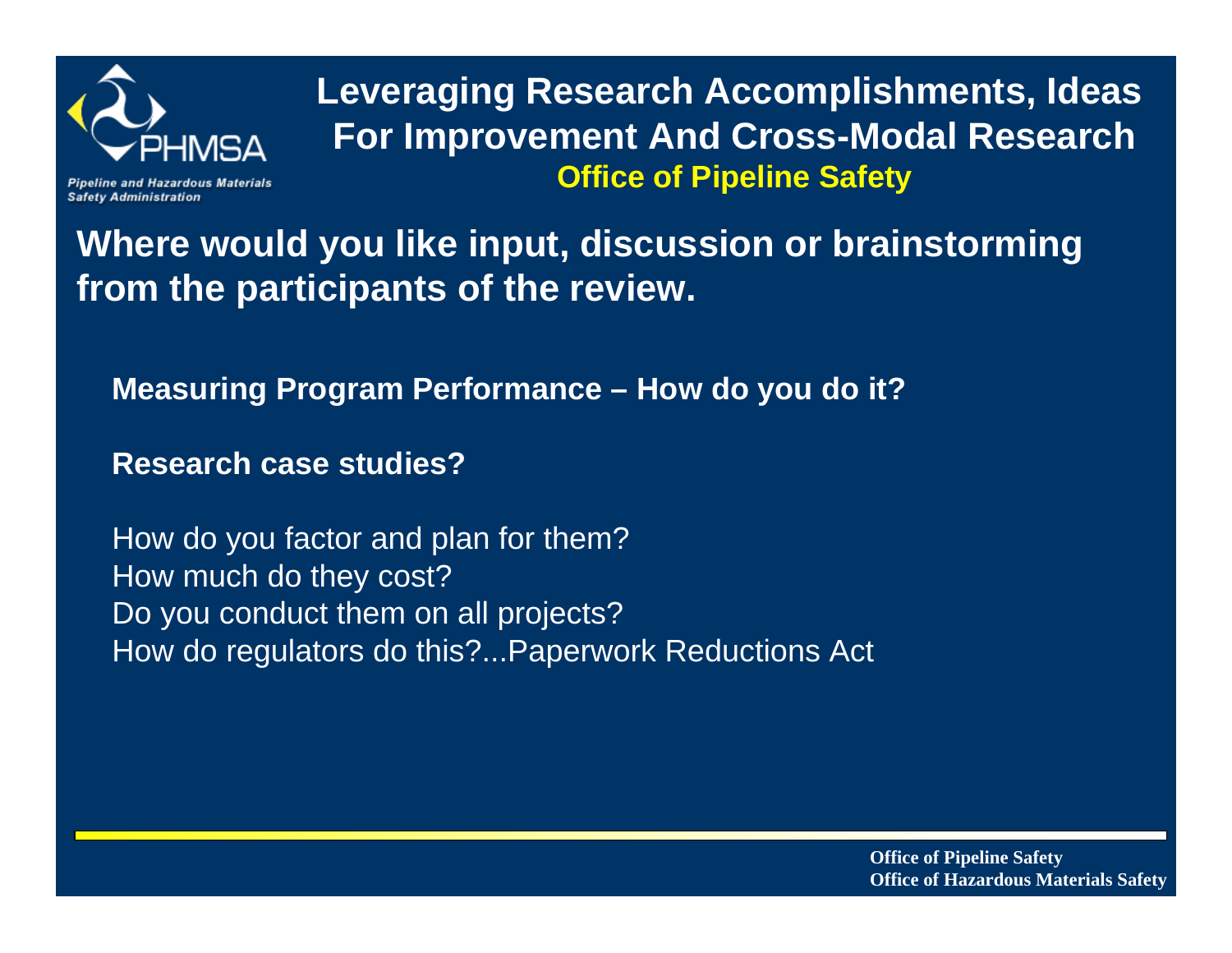# Leveraging Research Accomplishments, Ideas For Improvement And Cross-Modal Research

**Office of Pipeline Safety**

## Where would you like input, discussion or brainstorming from the participants of the review.

**Measuring Program Performance – How do you do it?**

**Research case studies?**

How do you factor and plan for them?
How much do they cost?
Do you conduct them on all projects?
How do regulators do this?...Paperwork Reductions Act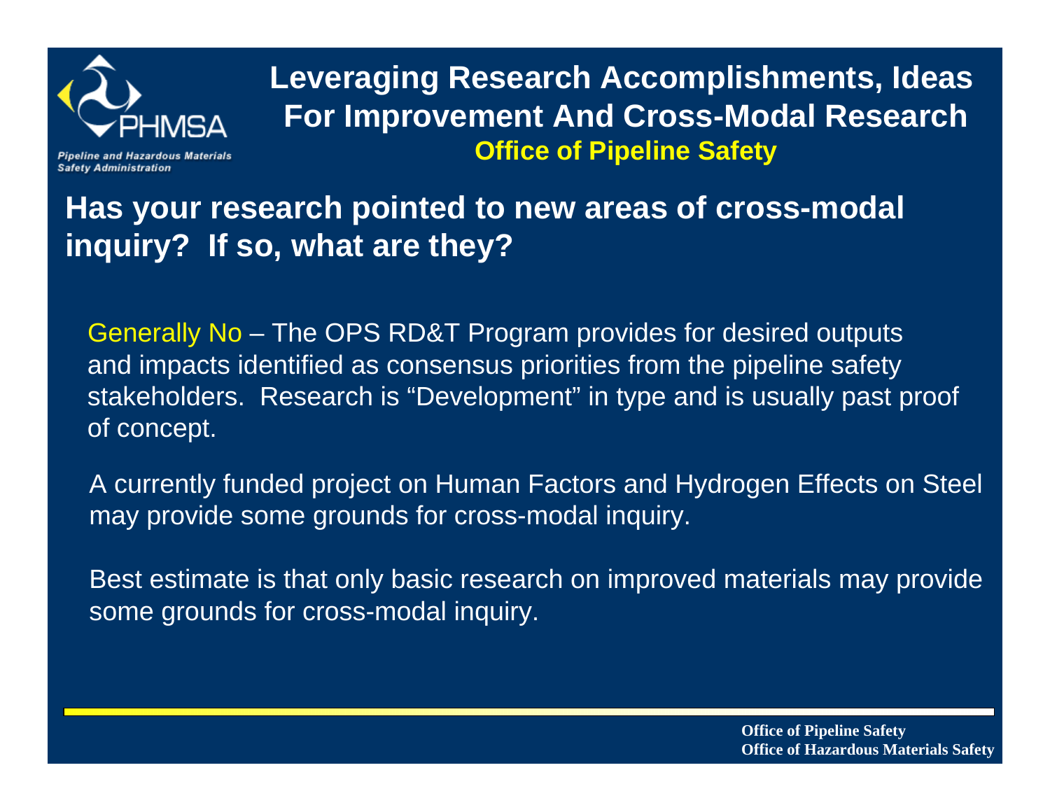# Leveraging Research Accomplishments, Ideas For Improvement And Cross-Modal Research

**Office of Pipeline Safety**

## Has your research pointed to new areas of cross-modal inquiry? If so, what are they?

Generally No – The OPS RD&T Program provides for desired outputs and impacts identified as consensus priorities from the pipeline safety stakeholders. Research is "Development" in type and is usually past proof of concept.

A currently funded project on Human Factors and Hydrogen Effects on Steel may provide some grounds for cross-modal inquiry.

Best estimate is that only basic research on improved materials may provide some grounds for cross-modal inquiry.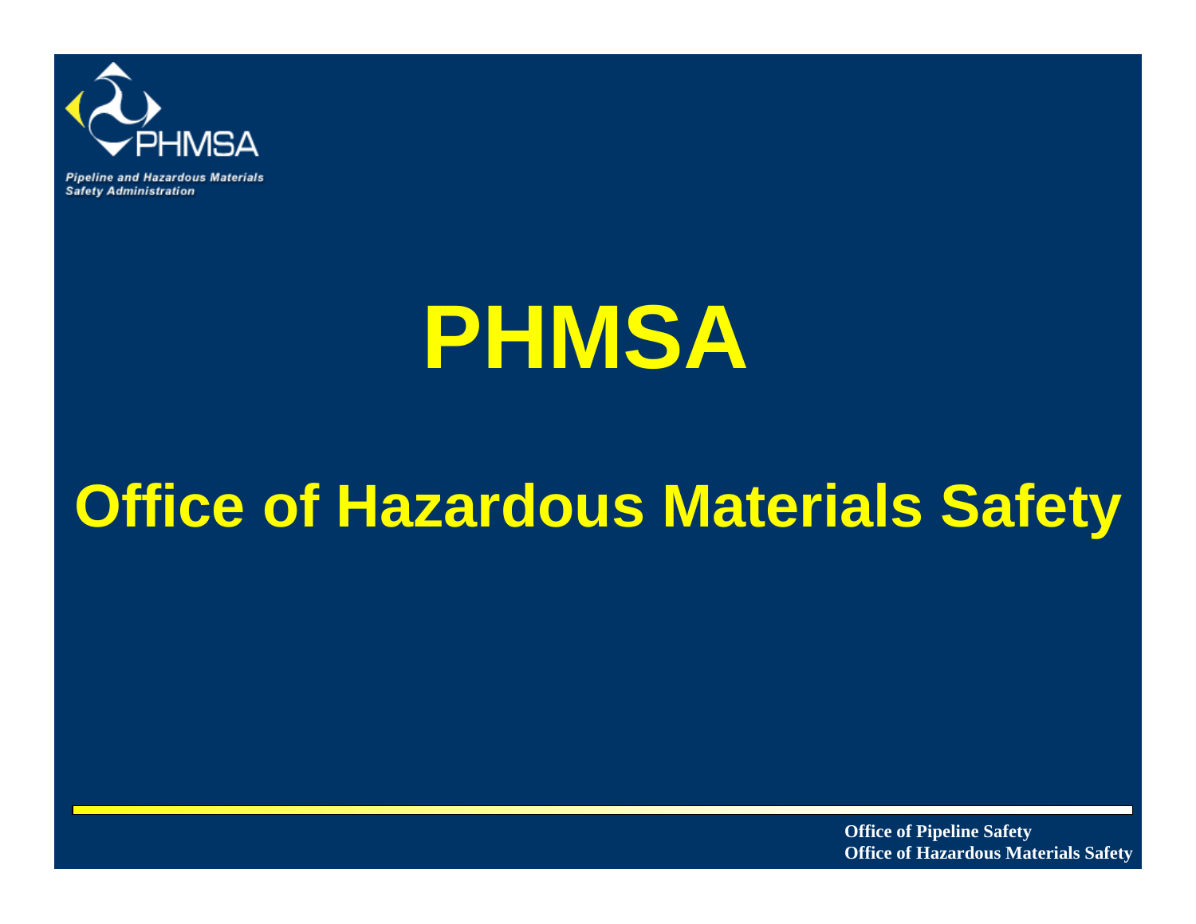# PHMSA

## Office of Hazardous Materials Safety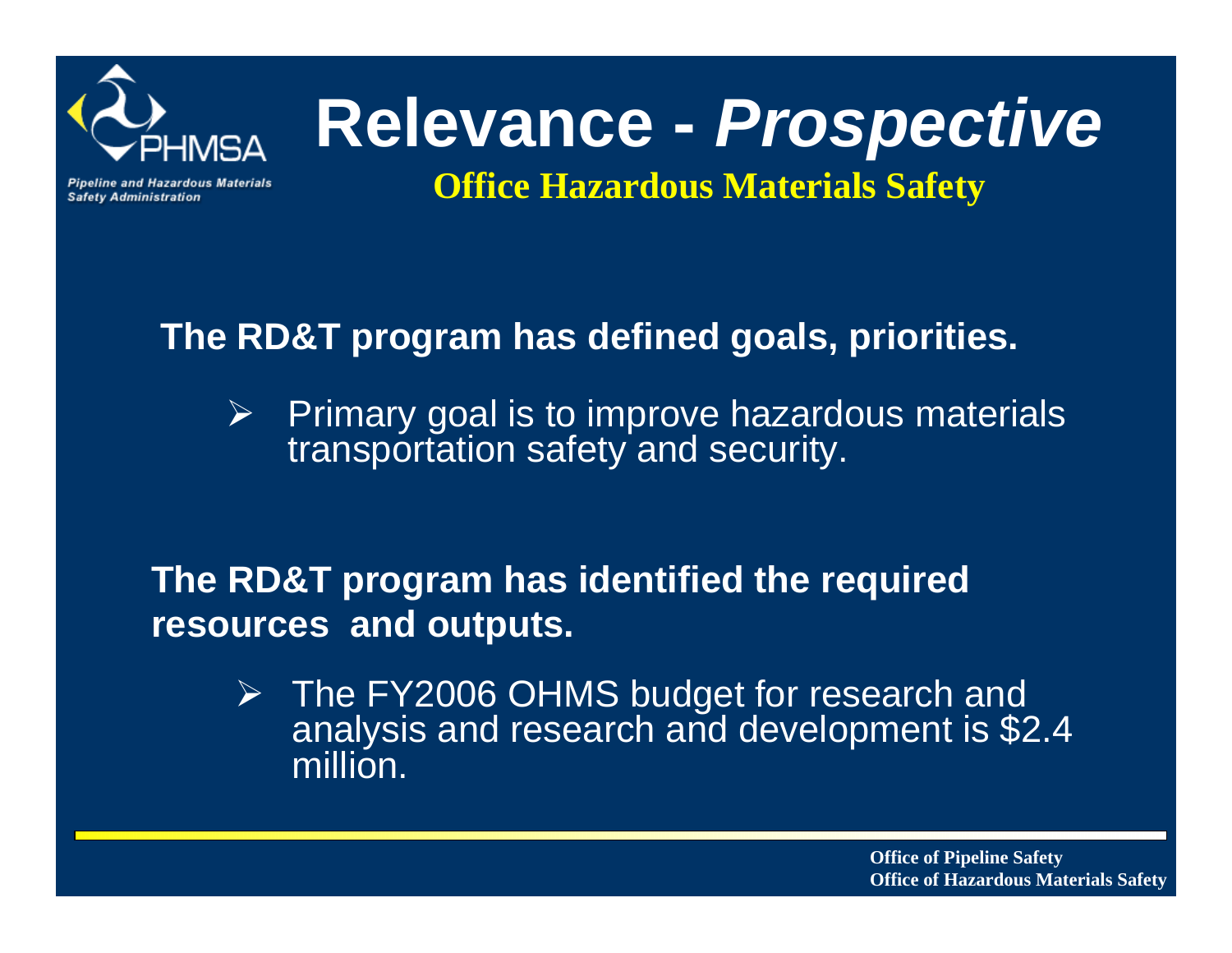# Relevance - *Prospective*

## Office Hazardous Materials Safety

**The RD&T program has defined goals, priorities.**

- Primary goal is to improve hazardous materials transportation safety and security.

**The RD&T program has identified the required resources and outputs.**

- The FY2006 OHMS budget for research and analysis and research and development is $2.4 million.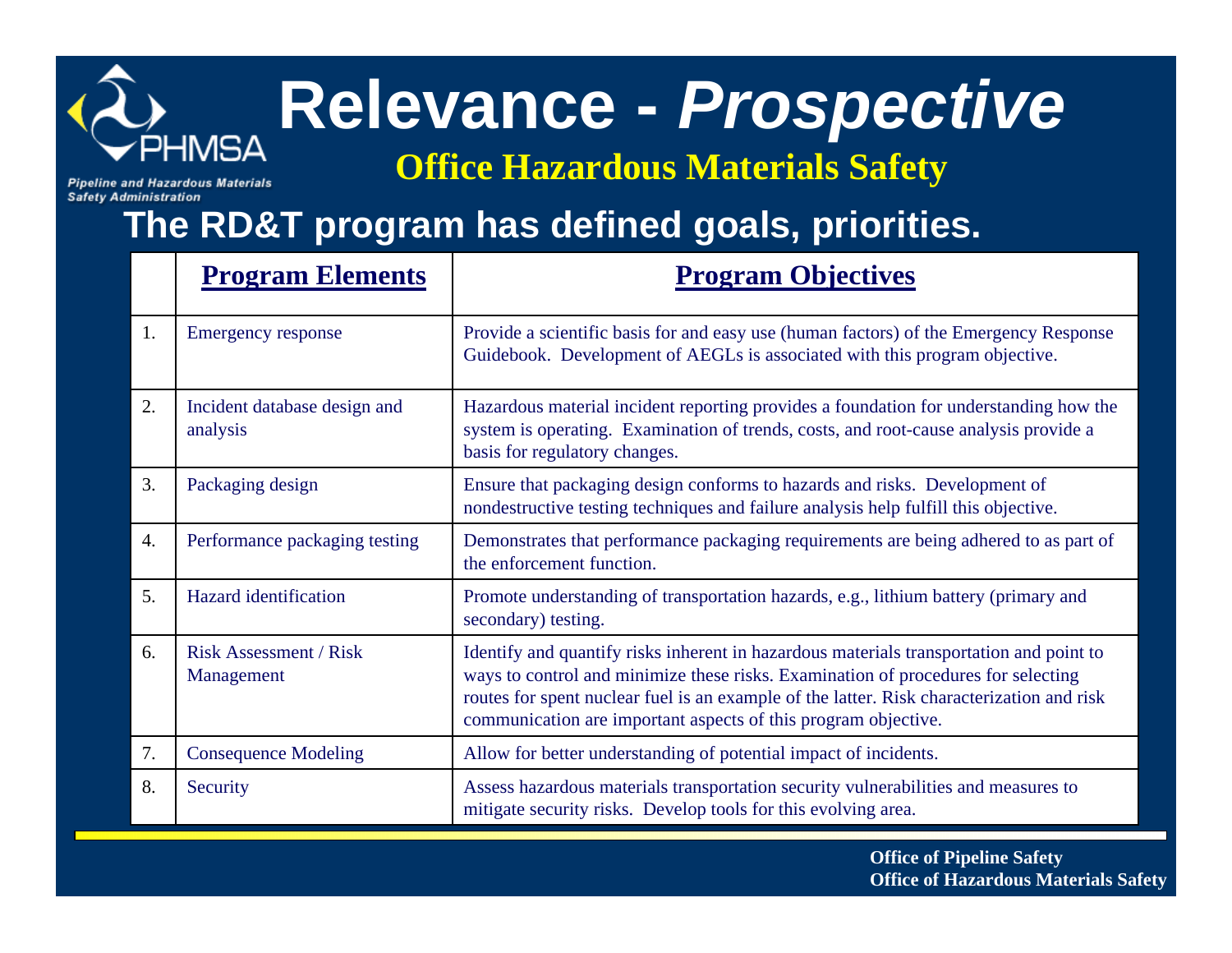# Relevance - *Prospective*

## Office Hazardous Materials Safety

### The RD&T program has defined goals, priorities.

| | Program Elements | Program Objectives |
|---|---|---|
| 1. | Emergency response | Provide a scientific basis for and easy use (human factors) of the Emergency Response Guidebook. Development of AEGLs is associated with this program objective. |
| 2. | Incident database design and analysis | Hazardous material incident reporting provides a foundation for understanding how the system is operating. Examination of trends, costs, and root-cause analysis provide a basis for regulatory changes. |
| 3. | Packaging design | Ensure that packaging design conforms to hazards and risks. Development of nondestructive testing techniques and failure analysis help fulfill this objective. |
| 4. | Performance packaging testing | Demonstrates that performance packaging requirements are being adhered to as part of the enforcement function. |
| 5. | Hazard identification | Promote understanding of transportation hazards, e.g., lithium battery (primary and secondary) testing. |
| 6. | Risk Assessment / Risk Management | Identify and quantify risks inherent in hazardous materials transportation and point to ways to control and minimize these risks. Examination of procedures for selecting routes for spent nuclear fuel is an example of the latter. Risk characterization and risk communication are important aspects of this program objective. |
| 7. | Consequence Modeling | Allow for better understanding of potential impact of incidents. |
| 8. | Security | Assess hazardous materials transportation security vulnerabilities and measures to mitigate security risks. Develop tools for this evolving area. |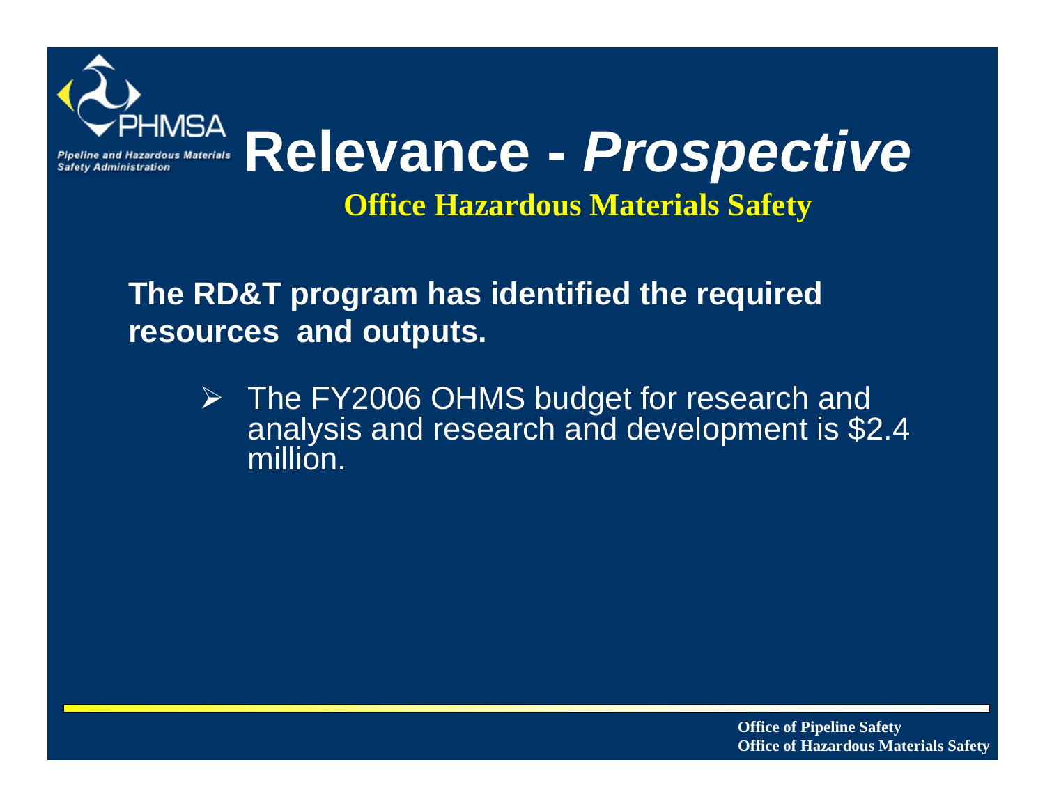# Relevance - *Prospective*

**Office Hazardous Materials Safety**

**The RD&T program has identified the required resources and outputs.**

- The FY2006 OHMS budget for research and analysis and research and development is $2.4 million.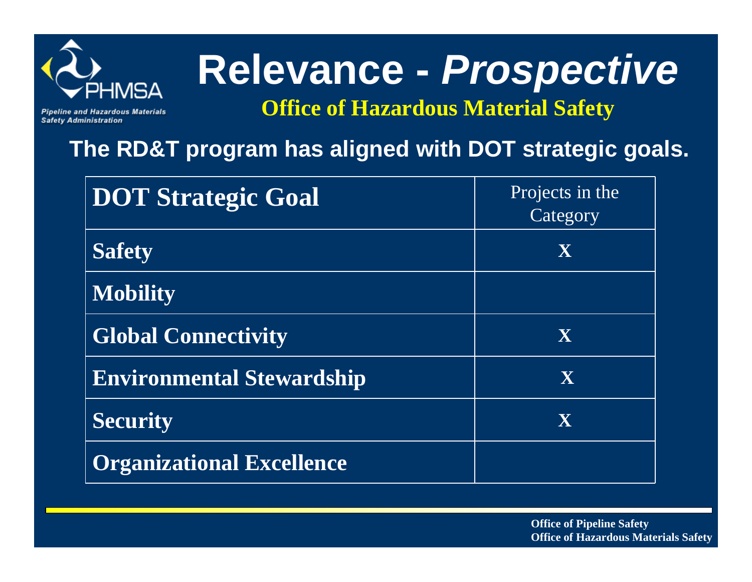# Relevance - *Prospective*

## Office of Hazardous Material Safety

**The RD&T program has aligned with DOT strategic goals.**

| DOT Strategic Goal | Projects in the Category |
|---|---|
| **Safety** | **X** |
| **Mobility** | |
| **Global Connectivity** | **X** |
| **Environmental Stewardship** | **X** |
| **Security** | **X** |
| **Organizational Excellence** | |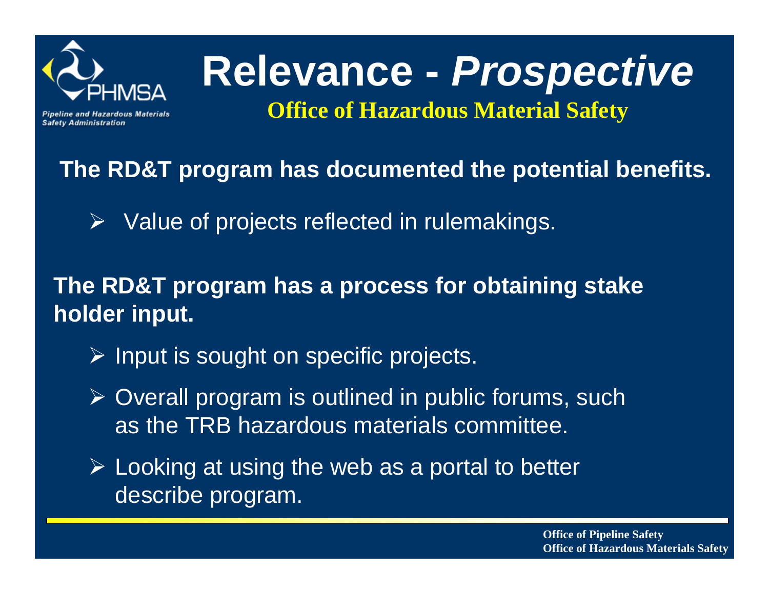# Relevance - *Prospective*

## Office of Hazardous Material Safety

**The RD&T program has documented the potential benefits.**

- Value of projects reflected in rulemakings.

**The RD&T program has a process for obtaining stake holder input.**

- Input is sought on specific projects.
- Overall program is outlined in public forums, such as the TRB hazardous materials committee.
- Looking at using the web as a portal to better describe program.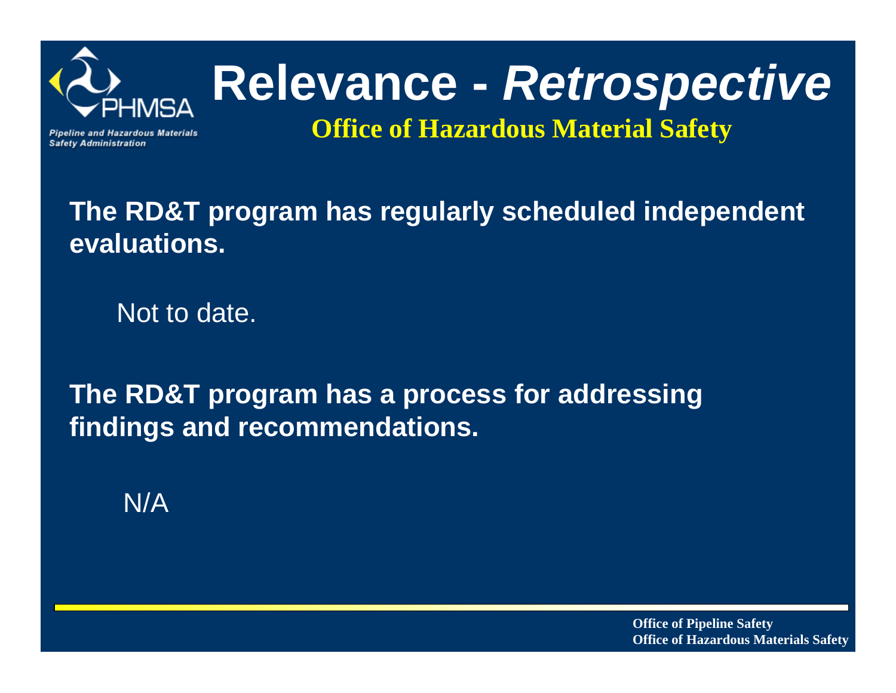# Relevance - *Retrospective*

## Office of Hazardous Material Safety

**The RD&T program has regularly scheduled independent evaluations.**

Not to date.

**The RD&T program has a process for addressing findings and recommendations.**

N/A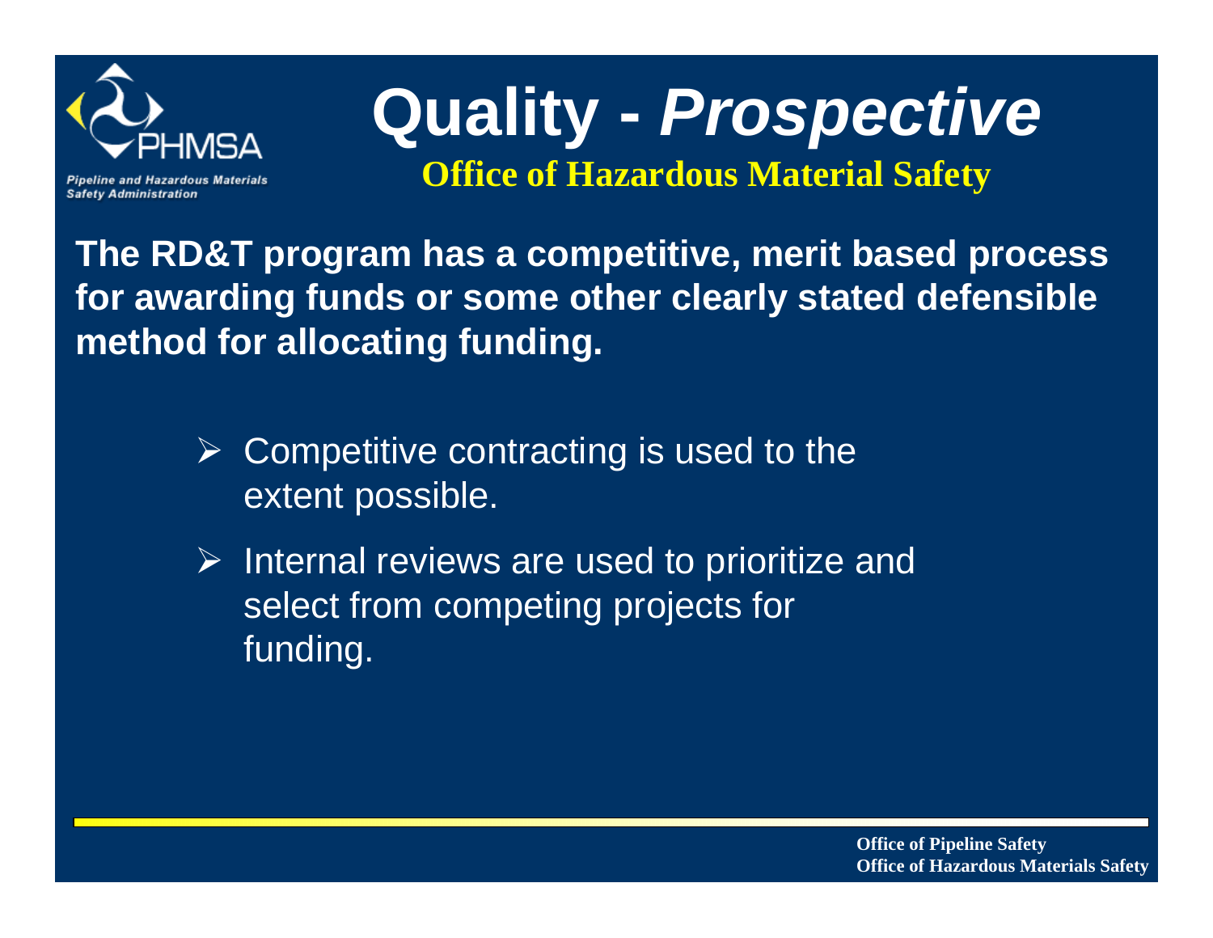# Quality - *Prospective*

**Office of Hazardous Material Safety**

**The RD&T program has a competitive, merit based process for awarding funds or some other clearly stated defensible method for allocating funding.**

- Competitive contracting is used to the extent possible.
- Internal reviews are used to prioritize and select from competing projects for funding.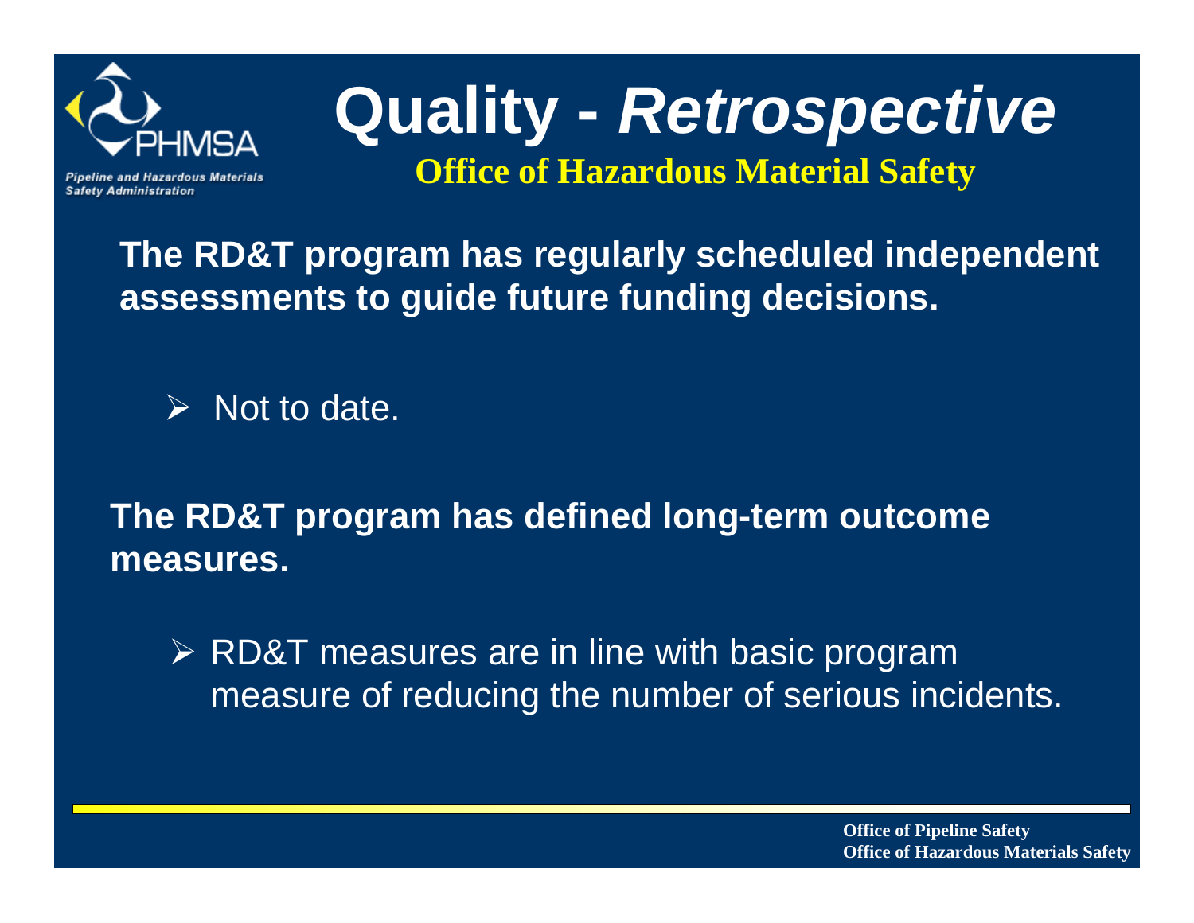# Quality - *Retrospective*

## Office of Hazardous Material Safety

**The RD&T program has regularly scheduled independent assessments to guide future funding decisions.**

- Not to date.

**The RD&T program has defined long-term outcome measures.**

- RD&T measures are in line with basic program measure of reducing the number of serious incidents.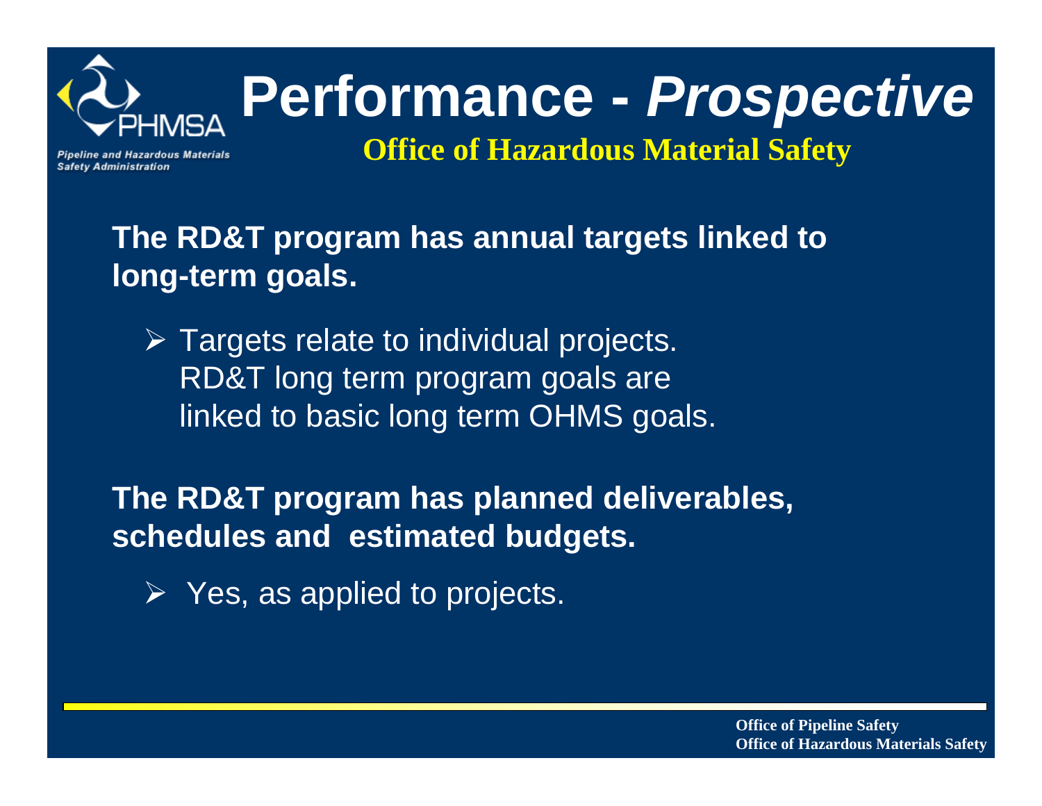# Performance - *Prospective*

## Office of Hazardous Material Safety

**The RD&T program has annual targets linked to long-term goals.**

- Targets relate to individual projects. RD&T long term program goals are linked to basic long term OHMS goals.

**The RD&T program has planned deliverables, schedules and estimated budgets.**

- Yes, as applied to projects.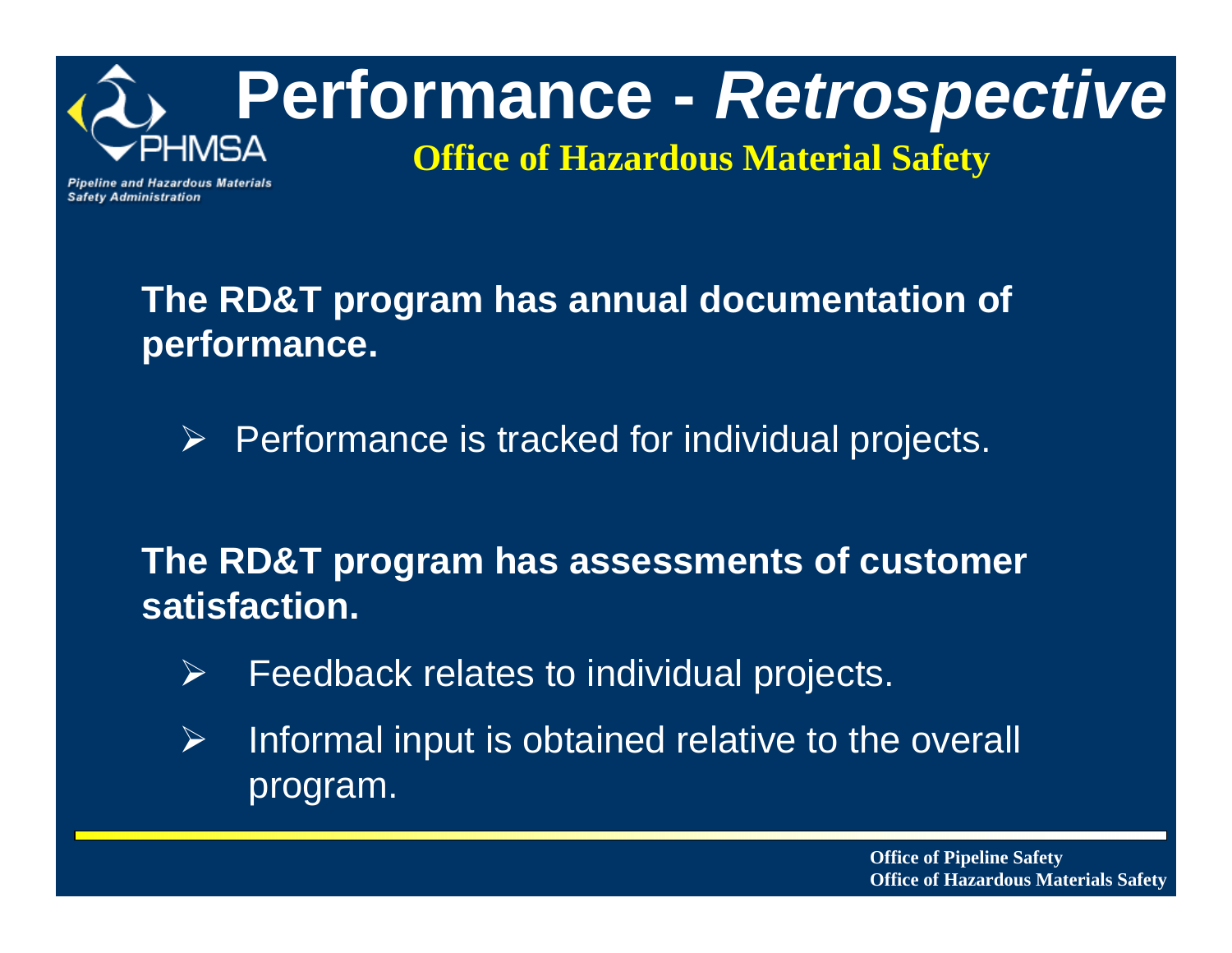# Performance - *Retrospective*

**Office of Hazardous Material Safety**

**The RD&T program has annual documentation of performance.**

- Performance is tracked for individual projects.

**The RD&T program has assessments of customer satisfaction.**

- Feedback relates to individual projects.
- Informal input is obtained relative to the overall program.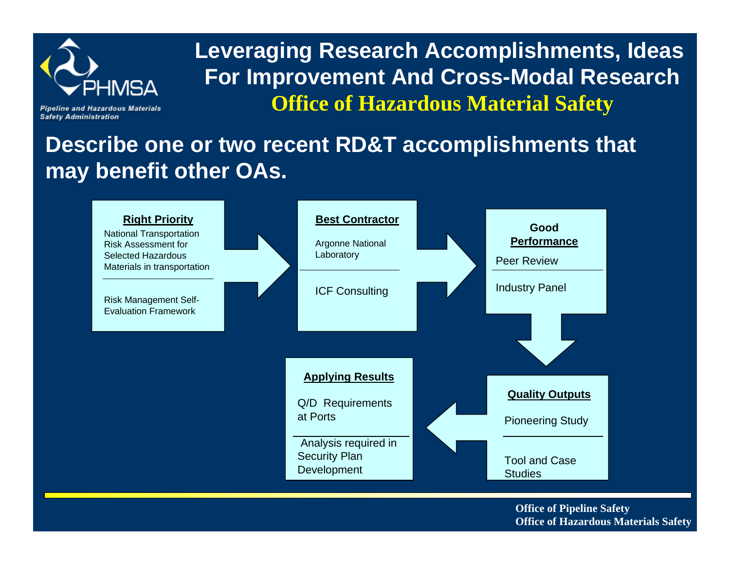# Leveraging Research Accomplishments, Ideas For Improvement And Cross-Modal Research

## Office of Hazardous Material Safety

## Describe one or two recent RD&T accomplishments that may benefit other OAs.

**Right Priority**

- National Transportation Risk Assessment for Selected Hazardous Materials in transportation
- Risk Management Self-Evaluation Framework

→

**Best Contractor**

- Argonne National Laboratory
- ICF Consulting

→

**Good Performance**

- Peer Review
- Industry Panel

↓

**Quality Outputs**

- Pioneering Study
- Tool and Case Studies

←

**Applying Results**

- Q/D Requirements at Ports
- Analysis required in Security Plan Development

Office of Pipeline Safety
Office of Hazardous Materials Safety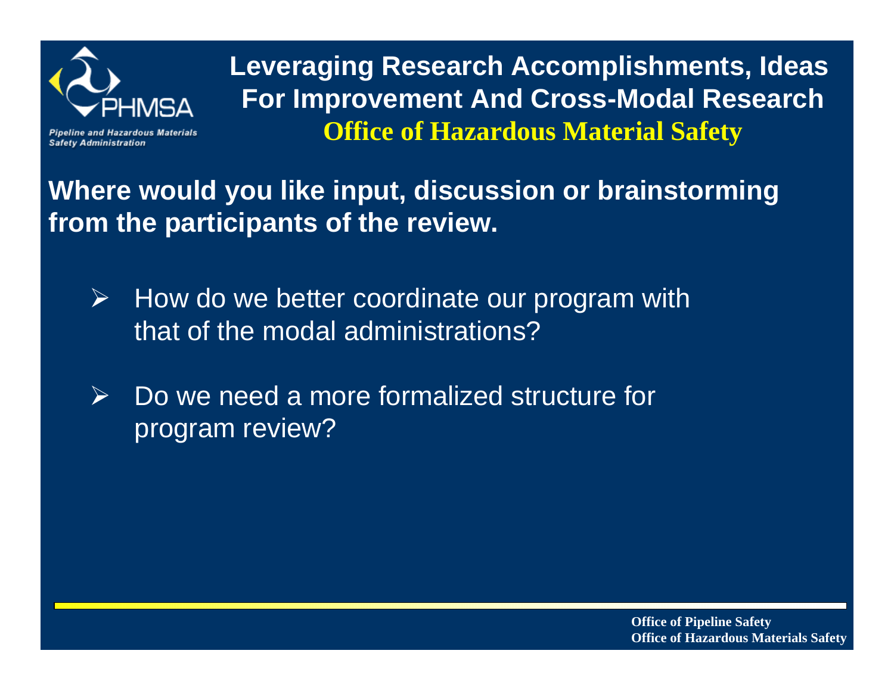# Leveraging Research Accomplishments, Ideas For Improvement And Cross-Modal Research

## Office of Hazardous Material Safety

**Where would you like input, discussion or brainstorming from the participants of the review.**

- How do we better coordinate our program with that of the modal administrations?
- Do we need a more formalized structure for program review?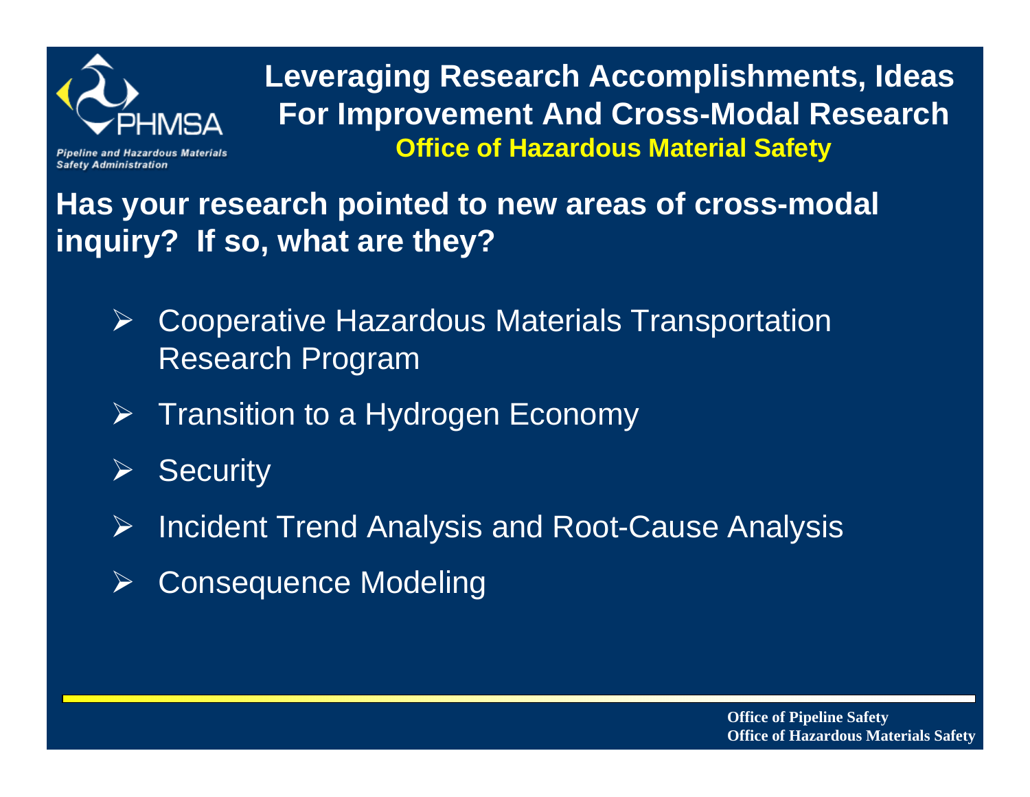Pipeline and Hazardous Materials Safety Administration

# Leveraging Research Accomplishments, Ideas For Improvement And Cross-Modal Research

## Office of Hazardous Material Safety

**Has your research pointed to new areas of cross-modal inquiry? If so, what are they?**

- Cooperative Hazardous Materials Transportation Research Program
- Transition to a Hydrogen Economy
- Security
- Incident Trend Analysis and Root-Cause Analysis
- Consequence Modeling

Office of Pipeline Safety
Office of Hazardous Materials Safety